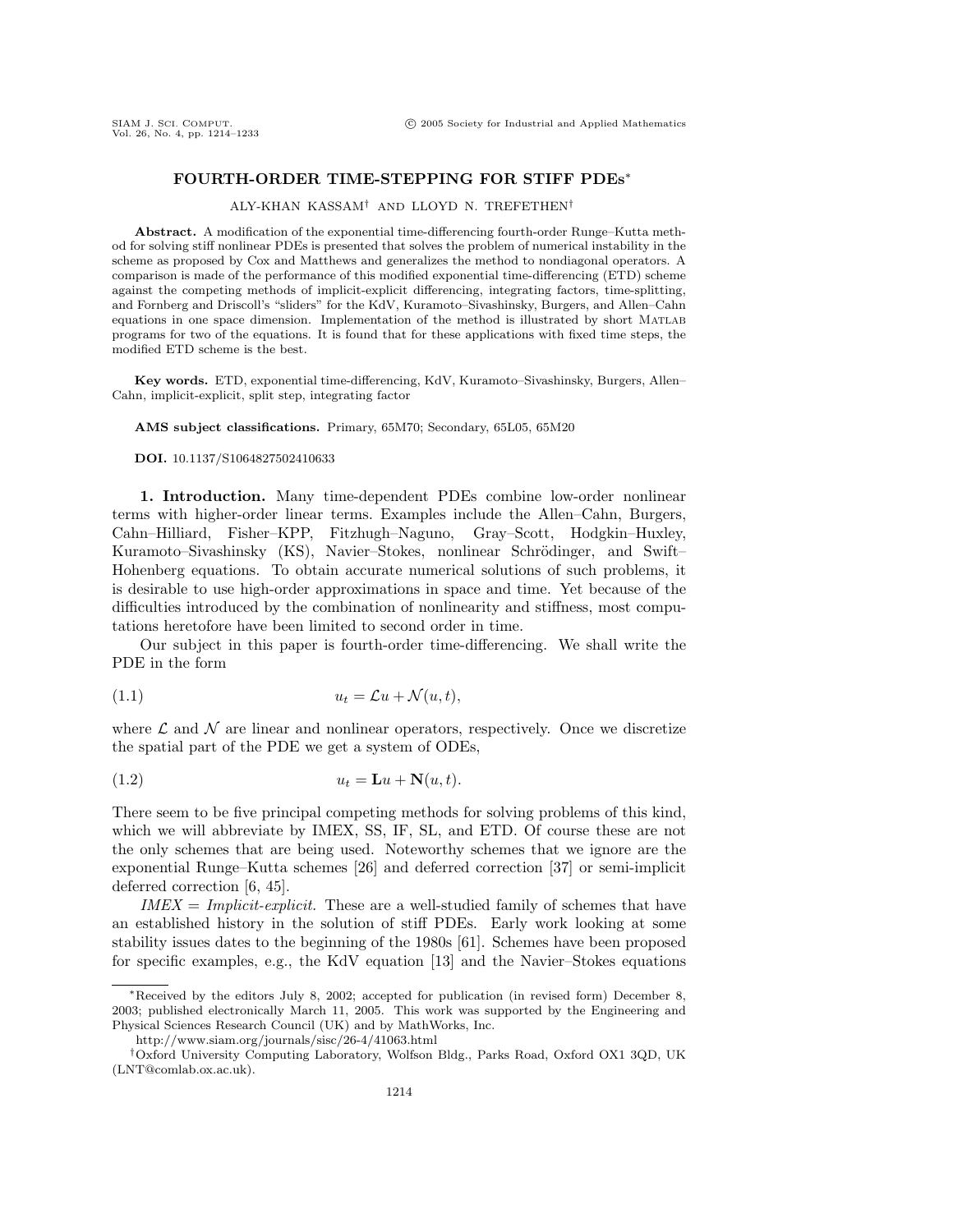# FOURTH-ORDER TIME-STEPPING FOR STIFF PDEs*

ALY-KHAN KASSAM[†] AND LLOYD N. TREFETHEN[†]

**Abstract.** A modification of the exponential time-differencing fourth-order Runge–Kutta method for solving stiff nonlinear PDEs is presented that solves the problem of numerical instability in the scheme as proposed by Cox and Matthews and generalizes the method to nondiagonal operators. A comparison is made of the performance of this modified exponential time-differencing (ETD) scheme against the competing methods of implicit-explicit differencing, integrating factors, time-splitting, and Fornberg and Driscoll's "sliders" for the KdV, Kuramoto–Sivashinsky, Burgers, and Allen–Cahn equations in one space dimension. Implementation of the method is illustrated by short MATLAB programs for two of the equations. It is found that for these applications with fixed time steps, the modified ETD scheme is the best.

**Key words.** ETD, exponential time-differencing, KdV, Kuramoto–Sivashinsky, Burgers, Allen–Cahn, implicit-explicit, split step, integrating factor

**AMS subject classifications.** Primary, 65M70; Secondary, 65L05, 65M20

**DOI.** 10.1137/S1064827502410633

## 1. Introduction.

Many time-dependent PDEs combine low-order nonlinear terms with higher-order linear terms. Examples include the Allen–Cahn, Burgers, Cahn–Hilliard, Fisher–KPP, Fitzhugh–Naguno, Gray–Scott, Hodgkin–Huxley, Kuramoto–Sivashinsky (KS), Navier–Stokes, nonlinear Schrödinger, and Swift–Hohenberg equations. To obtain accurate numerical solutions of such problems, it is desirable to use high-order approximations in space and time. Yet because of the difficulties introduced by the combination of nonlinearity and stiffness, most computations heretofore have been limited to second order in time.

Our subject in this paper is fourth-order time-differencing. We shall write the PDE in the form

$$u_t = \mathcal{L}u + \mathcal{N}(u, t), \tag{1.1}$$

where $\mathcal{L}$ and $\mathcal{N}$ are linear and nonlinear operators, respectively. Once we discretize the spatial part of the PDE we get a system of ODEs,

$$u_t = \mathbf{L}u + \mathbf{N}(u, t). \tag{1.2}$$

There seem to be five principal competing methods for solving problems of this kind, which we will abbreviate by IMEX, SS, IF, SL, and ETD. Of course these are not the only schemes that are being used. Noteworthy schemes that we ignore are the exponential Runge–Kutta schemes [26] and deferred correction [37] or semi-implicit deferred correction [6, 45].

*IMEX = Implicit-explicit.* These are a well-studied family of schemes that have an established history in the solution of stiff PDEs. Early work looking at some stability issues dates to the beginning of the 1980s [61]. Schemes have been proposed for specific examples, e.g., the KdV equation [13] and the Navier–Stokes equations

---

*Received by the editors July 8, 2002; accepted for publication (in revised form) December 8, 2003; published electronically March 11, 2005. This work was supported by the Engineering and Physical Sciences Research Council (UK) and by MathWorks, Inc.

http://www.siam.org/journals/sisc/26-4/41063.html

[†]Oxford University Computing Laboratory, Wolfson Bldg., Parks Road, Oxford OX1 3QD, UK (LNT@comlab.ox.ac.uk).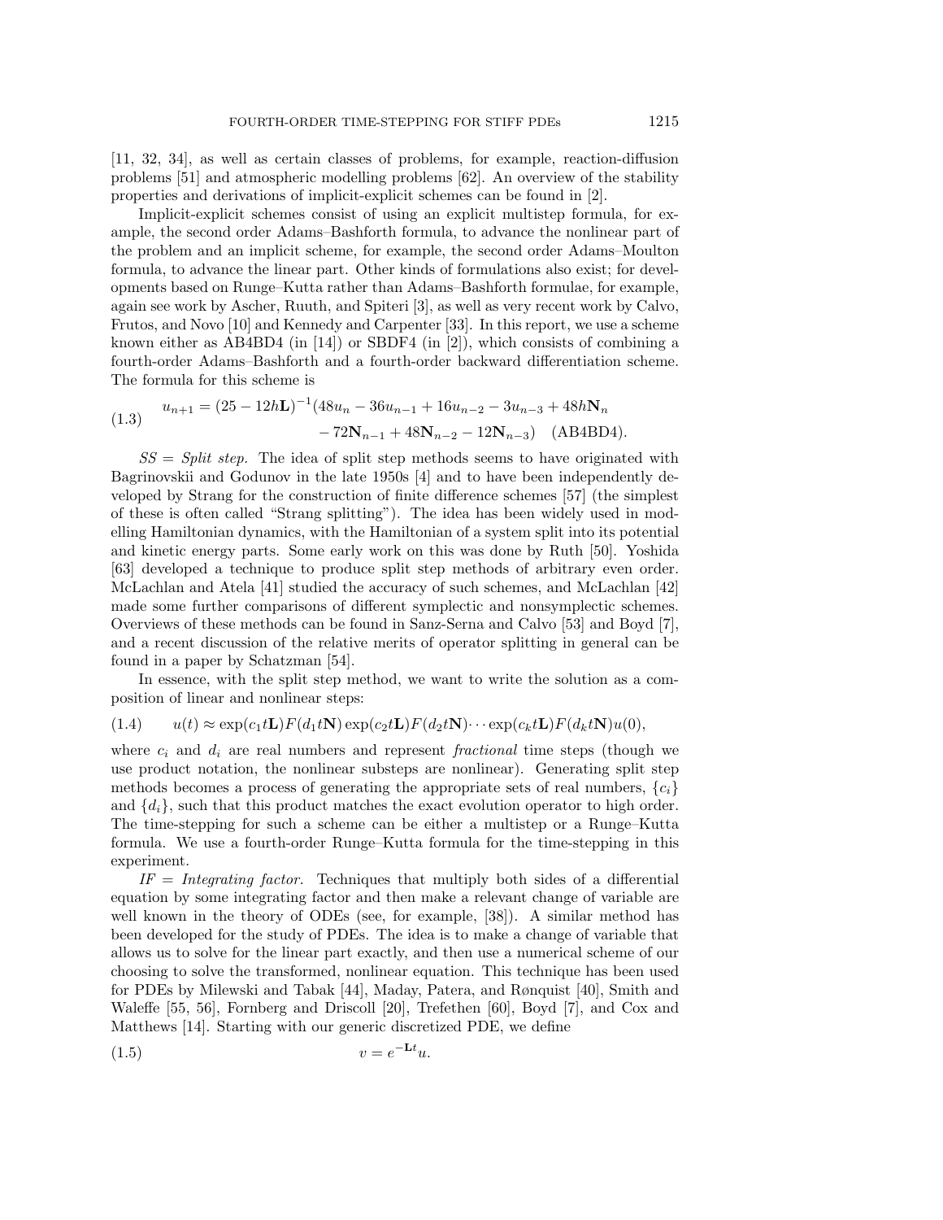[11, 32, 34], as well as certain classes of problems, for example, reaction-diffusion problems [51] and atmospheric modelling problems [62]. An overview of the stability properties and derivations of implicit-explicit schemes can be found in [2].

Implicit-explicit schemes consist of using an explicit multistep formula, for example, the second order Adams–Bashforth formula, to advance the nonlinear part of the problem and an implicit scheme, for example, the second order Adams–Moulton formula, to advance the linear part. Other kinds of formulations also exist; for developments based on Runge–Kutta rather than Adams–Bashforth formulae, for example, again see work by Ascher, Ruuth, and Spiteri [3], as well as very recent work by Calvo, Frutos, and Novo [10] and Kennedy and Carpenter [33]. In this report, we use a scheme known either as AB4BD4 (in [14]) or SBDF4 (in [2]), which consists of combining a fourth-order Adams–Bashforth and a fourth-order backward differentiation scheme. The formula for this scheme is

$$u_{n+1} = (25 - 12h\mathbf{L})^{-1}(48u_n - 36u_{n-1} + 16u_{n-2} - 3u_{n-3} + 48h\mathbf{N}_n - 72\mathbf{N}_{n-1} + 48\mathbf{N}_{n-2} - 12\mathbf{N}_{n-3}) \quad \text{(AB4BD4)}. \tag{1.3}$$

*SS = Split step.* The idea of split step methods seems to have originated with Bagrinovskii and Godunov in the late 1950s [4] and to have been independently developed by Strang for the construction of finite difference schemes [57] (the simplest of these is often called "Strang splitting"). The idea has been widely used in modelling Hamiltonian dynamics, with the Hamiltonian of a system split into its potential and kinetic energy parts. Some early work on this was done by Ruth [50]. Yoshida [63] developed a technique to produce split step methods of arbitrary even order. McLachlan and Atela [41] studied the accuracy of such schemes, and McLachlan [42] made some further comparisons of different symplectic and nonsymplectic schemes. Overviews of these methods can be found in Sanz-Serna and Calvo [53] and Boyd [7], and a recent discussion of the relative merits of operator splitting in general can be found in a paper by Schatzman [54].

In essence, with the split step method, we want to write the solution as a composition of linear and nonlinear steps:

$$u(t) \approx \exp(c_1 t\mathbf{L})F(d_1 t\mathbf{N})\exp(c_2 t\mathbf{L})F(d_2 t\mathbf{N})\cdots\exp(c_k t\mathbf{L})F(d_k t\mathbf{N})u(0), \tag{1.4}$$

where $c_i$ and $d_i$ are real numbers and represent *fractional* time steps (though we use product notation, the nonlinear substeps are nonlinear). Generating split step methods becomes a process of generating the appropriate sets of real numbers, $\{c_i\}$ and $\{d_i\}$, such that this product matches the exact evolution operator to high order. The time-stepping for such a scheme can be either a multistep or a Runge–Kutta formula. We use a fourth-order Runge–Kutta formula for the time-stepping in this experiment.

*IF = Integrating factor.* Techniques that multiply both sides of a differential equation by some integrating factor and then make a relevant change of variable are well known in the theory of ODEs (see, for example, [38]). A similar method has been developed for the study of PDEs. The idea is to make a change of variable that allows us to solve for the linear part exactly, and then use a numerical scheme of our choosing to solve the transformed, nonlinear equation. This technique has been used for PDEs by Milewski and Tabak [44], Maday, Patera, and Rønquist [40], Smith and Waleffe [55, 56], Fornberg and Driscoll [20], Trefethen [60], Boyd [7], and Cox and Matthews [14]. Starting with our generic discretized PDE, we define

$$v = e^{-\mathbf{L}t}u. \tag{1.5}$$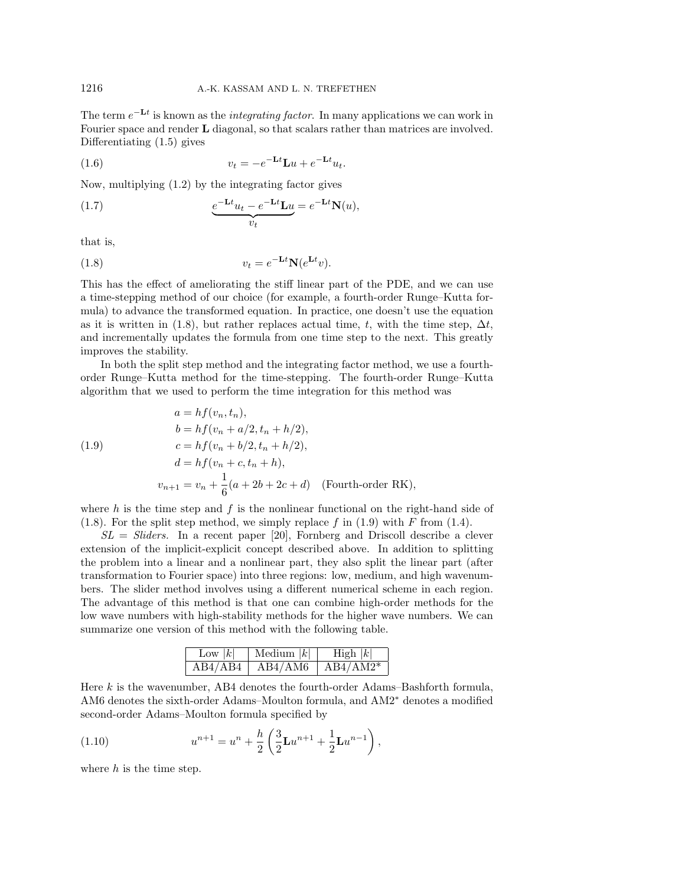The term $e^{-\mathbf{L}t}$ is known as the *integrating factor*. In many applications we can work in Fourier space and render $\mathbf{L}$ diagonal, so that scalars rather than matrices are involved. Differentiating (1.5) gives

$$v_t = -e^{-\mathbf{L}t}\mathbf{L}u + e^{-\mathbf{L}t}u_t. \tag{1.6}$$

Now, multiplying (1.2) by the integrating factor gives

$$\underbrace{e^{-\mathbf{L}t}u_t - e^{-\mathbf{L}t}\mathbf{L}u}_{v_t} = e^{-\mathbf{L}t}\mathbf{N}(u), \tag{1.7}$$

that is,

$$v_t = e^{-\mathbf{L}t}\mathbf{N}(e^{\mathbf{L}t}v). \tag{1.8}$$

This has the effect of ameliorating the stiff linear part of the PDE, and we can use a time-stepping method of our choice (for example, a fourth-order Runge–Kutta formula) to advance the transformed equation. In practice, one doesn't use the equation as it is written in (1.8), but rather replaces actual time, $t$, with the time step, $\Delta t$, and incrementally updates the formula from one time step to the next. This greatly improves the stability.

In both the split step method and the integrating factor method, we use a fourth-order Runge–Kutta method for the time-stepping. The fourth-order Runge–Kutta algorithm that we used to perform the time integration for this method was

$$\begin{aligned}
a &= hf(v_n, t_n),\\
b &= hf(v_n + a/2, t_n + h/2),\\
c &= hf(v_n + b/2, t_n + h/2),\\
d &= hf(v_n + c, t_n + h),\\
v_{n+1} &= v_n + \frac{1}{6}(a + 2b + 2c + d) \quad \text{(Fourth-order RK)},
\end{aligned} \tag{1.9}$$

where $h$ is the time step and $f$ is the nonlinear functional on the right-hand side of (1.8). For the split step method, we simply replace $f$ in (1.9) with $F$ from (1.4).

*SL = Sliders.* In a recent paper [20], Fornberg and Driscoll describe a clever extension of the implicit-explicit concept described above. In addition to splitting the problem into a linear and a nonlinear part, they also split the linear part (after transformation to Fourier space) into three regions: low, medium, and high wavenumbers. The slider method involves using a different numerical scheme in each region. The advantage of this method is that one can combine high-order methods for the low wave numbers with high-stability methods for the higher wave numbers. We can summarize one version of this method with the following table.

| Low $\lvert k \rvert$ | Medium $\lvert k \rvert$ | High $\lvert k \rvert$ |
|---|---|---|
| AB4/AB4 | AB4/AM6 | AB4/AM2* |

Here $k$ is the wavenumber, AB4 denotes the fourth-order Adams–Bashforth formula, AM6 denotes the sixth-order Adams–Moulton formula, and AM2* denotes a modified second-order Adams–Moulton formula specified by

$$u^{n+1} = u^n + \frac{h}{2}\left(\frac{3}{2}\mathbf{L}u^{n+1} + \frac{1}{2}\mathbf{L}u^{n-1}\right), \tag{1.10}$$

where $h$ is the time step.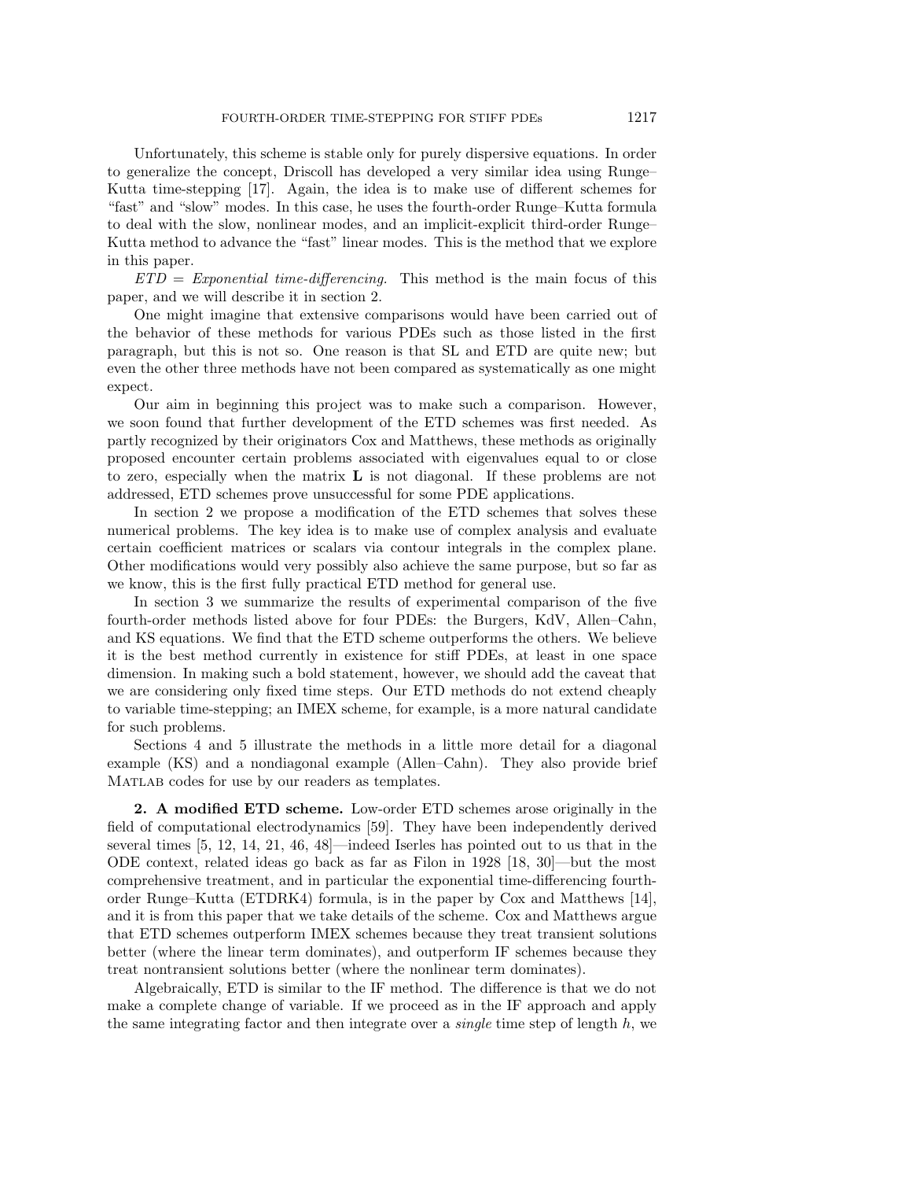Unfortunately, this scheme is stable only for purely dispersive equations. In order to generalize the concept, Driscoll has developed a very similar idea using Runge–Kutta time-stepping [17]. Again, the idea is to make use of different schemes for "fast" and "slow" modes. In this case, he uses the fourth-order Runge–Kutta formula to deal with the slow, nonlinear modes, and an implicit-explicit third-order Runge–Kutta method to advance the "fast" linear modes. This is the method that we explore in this paper.

*ETD = Exponential time-differencing.* This method is the main focus of this paper, and we will describe it in section 2.

One might imagine that extensive comparisons would have been carried out of the behavior of these methods for various PDEs such as those listed in the first paragraph, but this is not so. One reason is that SL and ETD are quite new; but even the other three methods have not been compared as systematically as one might expect.

Our aim in beginning this project was to make such a comparison. However, we soon found that further development of the ETD schemes was first needed. As partly recognized by their originators Cox and Matthews, these methods as originally proposed encounter certain problems associated with eigenvalues equal to or close to zero, especially when the matrix $\mathbf{L}$ is not diagonal. If these problems are not addressed, ETD schemes prove unsuccessful for some PDE applications.

In section 2 we propose a modification of the ETD schemes that solves these numerical problems. The key idea is to make use of complex analysis and evaluate certain coefficient matrices or scalars via contour integrals in the complex plane. Other modifications would very possibly also achieve the same purpose, but so far as we know, this is the first fully practical ETD method for general use.

In section 3 we summarize the results of experimental comparison of the five fourth-order methods listed above for four PDEs: the Burgers, KdV, Allen–Cahn, and KS equations. We find that the ETD scheme outperforms the others. We believe it is the best method currently in existence for stiff PDEs, at least in one space dimension. In making such a bold statement, however, we should add the caveat that we are considering only fixed time steps. Our ETD methods do not extend cheaply to variable time-stepping; an IMEX scheme, for example, is a more natural candidate for such problems.

Sections 4 and 5 illustrate the methods in a little more detail for a diagonal example (KS) and a nondiagonal example (Allen–Cahn). They also provide brief MATLAB codes for use by our readers as templates.

## 2. A modified ETD scheme.

Low-order ETD schemes arose originally in the field of computational electrodynamics [59]. They have been independently derived several times [5, 12, 14, 21, 46, 48]—indeed Iserles has pointed out to us that in the ODE context, related ideas go back as far as Filon in 1928 [18, 30]—but the most comprehensive treatment, and in particular the exponential time-differencing fourth-order Runge–Kutta (ETDRK4) formula, is in the paper by Cox and Matthews [14], and it is from this paper that we take details of the scheme. Cox and Matthews argue that ETD schemes outperform IMEX schemes because they treat transient solutions better (where the linear term dominates), and outperform IF schemes because they treat nontransient solutions better (where the nonlinear term dominates).

Algebraically, ETD is similar to the IF method. The difference is that we do not make a complete change of variable. If we proceed as in the IF approach and apply the same integrating factor and then integrate over a *single* time step of length $h$, we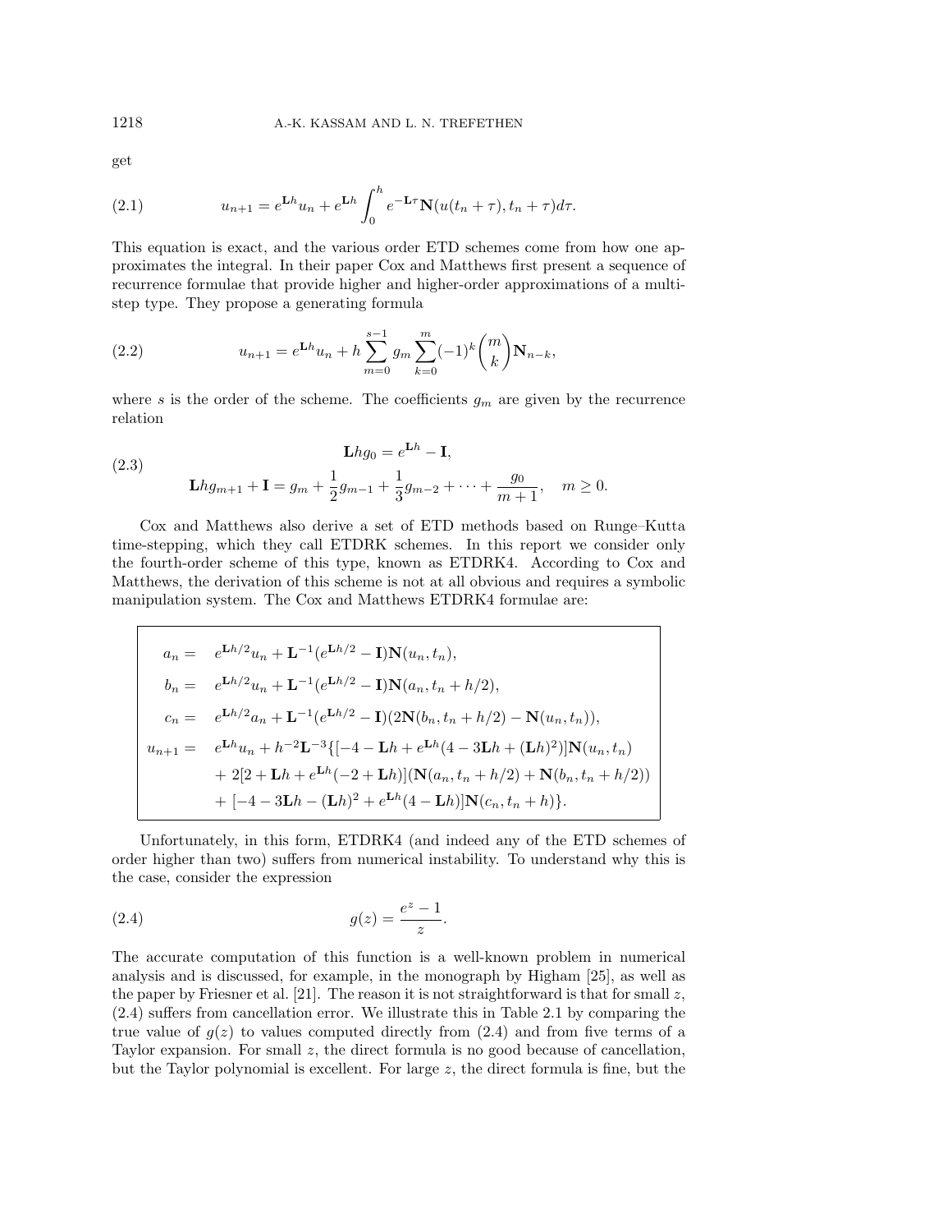get

$$u_{n+1} = e^{\mathbf{L}h} u_n + e^{\mathbf{L}h} \int_0^h e^{-\mathbf{L}\tau} \mathbf{N}(u(t_n + \tau), t_n + \tau) d\tau. \tag{2.1}$$

This equation is exact, and the various order ETD schemes come from how one approximates the integral. In their paper Cox and Matthews first present a sequence of recurrence formulae that provide higher and higher-order approximations of a multistep type. They propose a generating formula

$$u_{n+1} = e^{\mathbf{L}h} u_n + h \sum_{m=0}^{s-1} g_m \sum_{k=0}^{m} (-1)^k \binom{m}{k} \mathbf{N}_{n-k}, \tag{2.2}$$

where $s$ is the order of the scheme. The coefficients $g_m$ are given by the recurrence relation

$$\begin{aligned} \mathbf{L}h g_0 &= e^{\mathbf{L}h} - \mathbf{I}, \\ \mathbf{L}h g_{m+1} + \mathbf{I} &= g_m + \frac{1}{2} g_{m-1} + \frac{1}{3} g_{m-2} + \cdots + \frac{g_0}{m+1}, \quad m \geq 0. \end{aligned} \tag{2.3}$$

Cox and Matthews also derive a set of ETD methods based on Runge–Kutta time-stepping, which they call ETDRK schemes. In this report we consider only the fourth-order scheme of this type, known as ETDRK4. According to Cox and Matthews, the derivation of this scheme is not at all obvious and requires a symbolic manipulation system. The Cox and Matthews ETDRK4 formulae are:

$$\begin{aligned} a_n &= e^{\mathbf{L}h/2} u_n + \mathbf{L}^{-1}(e^{\mathbf{L}h/2} - \mathbf{I}) \mathbf{N}(u_n, t_n), \\ b_n &= e^{\mathbf{L}h/2} u_n + \mathbf{L}^{-1}(e^{\mathbf{L}h/2} - \mathbf{I}) \mathbf{N}(a_n, t_n + h/2), \\ c_n &= e^{\mathbf{L}h/2} a_n + \mathbf{L}^{-1}(e^{\mathbf{L}h/2} - \mathbf{I})(2\mathbf{N}(b_n, t_n + h/2) - \mathbf{N}(u_n, t_n)), \\ u_{n+1} &= e^{\mathbf{L}h} u_n + h^{-2} \mathbf{L}^{-3} \{ [-4 - \mathbf{L}h + e^{\mathbf{L}h}(4 - 3\mathbf{L}h + (\mathbf{L}h)^2)] \mathbf{N}(u_n, t_n) \\ &\quad + 2[2 + \mathbf{L}h + e^{\mathbf{L}h}(-2 + \mathbf{L}h)](\mathbf{N}(a_n, t_n + h/2) + \mathbf{N}(b_n, t_n + h/2)) \\ &\quad + [-4 - 3\mathbf{L}h - (\mathbf{L}h)^2 + e^{\mathbf{L}h}(4 - \mathbf{L}h)] \mathbf{N}(c_n, t_n + h) \}. \end{aligned}$$

Unfortunately, in this form, ETDRK4 (and indeed any of the ETD schemes of order higher than two) suffers from numerical instability. To understand why this is the case, consider the expression

$$g(z) = \frac{e^z - 1}{z}. \tag{2.4}$$

The accurate computation of this function is a well-known problem in numerical analysis and is discussed, for example, in the monograph by Higham [25], as well as the paper by Friesner et al. [21]. The reason it is not straightforward is that for small $z$, (2.4) suffers from cancellation error. We illustrate this in Table 2.1 by comparing the true value of $g(z)$ to values computed directly from (2.4) and from five terms of a Taylor expansion. For small $z$, the direct formula is no good because of cancellation, but the Taylor polynomial is excellent. For large $z$, the direct formula is fine, but the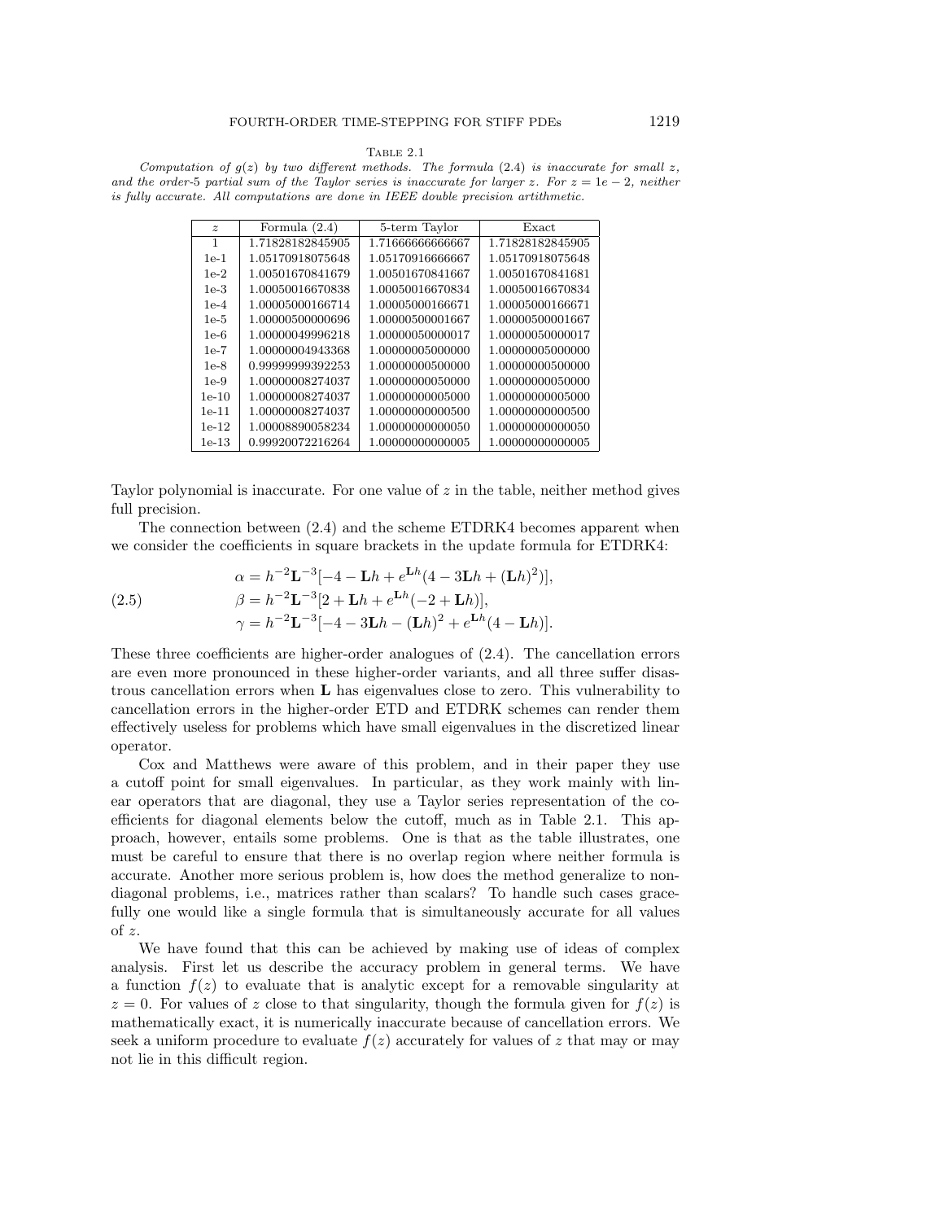Table 2.1

*Computation of $g(z)$ by two different methods. The formula (2.4) is inaccurate for small $z$, and the order-5 partial sum of the Taylor series is inaccurate for larger $z$. For $z = 1e-2$, neither is fully accurate. All computations are done in IEEE double precision artithmetic.*

| $z$ | Formula (2.4) | 5-term Taylor | Exact |
|---|---|---|---|
| 1 | 1.71828182845905 | 1.71666666666667 | 1.71828182845905 |
| 1e-1 | 1.05170918075648 | 1.05170916666667 | 1.05170918075648 |
| 1e-2 | 1.00501670841679 | 1.00501670841667 | 1.00501670841681 |
| 1e-3 | 1.00050016670838 | 1.00050016670834 | 1.00050016670834 |
| 1e-4 | 1.00005000166714 | 1.00005000166671 | 1.00005000166671 |
| 1e-5 | 1.00000500000696 | 1.00000500001667 | 1.00000500001667 |
| 1e-6 | 1.00000049996218 | 1.00000050000017 | 1.00000050000017 |
| 1e-7 | 1.00000004943368 | 1.00000005000000 | 1.00000005000000 |
| 1e-8 | 0.99999999392253 | 1.00000000500000 | 1.00000000500000 |
| 1e-9 | 1.00000008274037 | 1.00000000050000 | 1.00000000050000 |
| 1e-10 | 1.00000008274037 | 1.00000000005000 | 1.00000000005000 |
| 1e-11 | 1.00000008274037 | 1.00000000000500 | 1.00000000000500 |
| 1e-12 | 1.00008890058234 | 1.00000000000050 | 1.00000000000050 |
| 1e-13 | 0.99920072216264 | 1.00000000000005 | 1.00000000000005 |

Taylor polynomial is inaccurate. For one value of $z$ in the table, neither method gives full precision.

The connection between (2.4) and the scheme ETDRK4 becomes apparent when we consider the coefficients in square brackets in the update formula for ETDRK4:

$$
\begin{aligned}
\alpha &= h^{-2}\mathbf{L}^{-3}[-4 - \mathbf{L}h + e^{\mathbf{L}h}(4 - 3\mathbf{L}h + (\mathbf{L}h)^2)], \\
\beta &= h^{-2}\mathbf{L}^{-3}[2 + \mathbf{L}h + e^{\mathbf{L}h}(-2 + \mathbf{L}h)], \\
\gamma &= h^{-2}\mathbf{L}^{-3}[-4 - 3\mathbf{L}h - (\mathbf{L}h)^2 + e^{\mathbf{L}h}(4 - \mathbf{L}h)].
\end{aligned}
\tag{2.5}
$$

These three coefficients are higher-order analogues of (2.4). The cancellation errors are even more pronounced in these higher-order variants, and all three suffer disastrous cancellation errors when $\mathbf{L}$ has eigenvalues close to zero. This vulnerability to cancellation errors in the higher-order ETD and ETDRK schemes can render them effectively useless for problems which have small eigenvalues in the discretized linear operator.

Cox and Matthews were aware of this problem, and in their paper they use a cutoff point for small eigenvalues. In particular, as they work mainly with linear operators that are diagonal, they use a Taylor series representation of the coefficients for diagonal elements below the cutoff, much as in Table 2.1. This approach, however, entails some problems. One is that as the table illustrates, one must be careful to ensure that there is no overlap region where neither formula is accurate. Another more serious problem is, how does the method generalize to nondiagonal problems, i.e., matrices rather than scalars? To handle such cases gracefully one would like a single formula that is simultaneously accurate for all values of $z$.

We have found that this can be achieved by making use of ideas of complex analysis. First let us describe the accuracy problem in general terms. We have a function $f(z)$ to evaluate that is analytic except for a removable singularity at $z = 0$. For values of $z$ close to that singularity, though the formula given for $f(z)$ is mathematically exact, it is numerically inaccurate because of cancellation errors. We seek a uniform procedure to evaluate $f(z)$ accurately for values of $z$ that may or may not lie in this difficult region.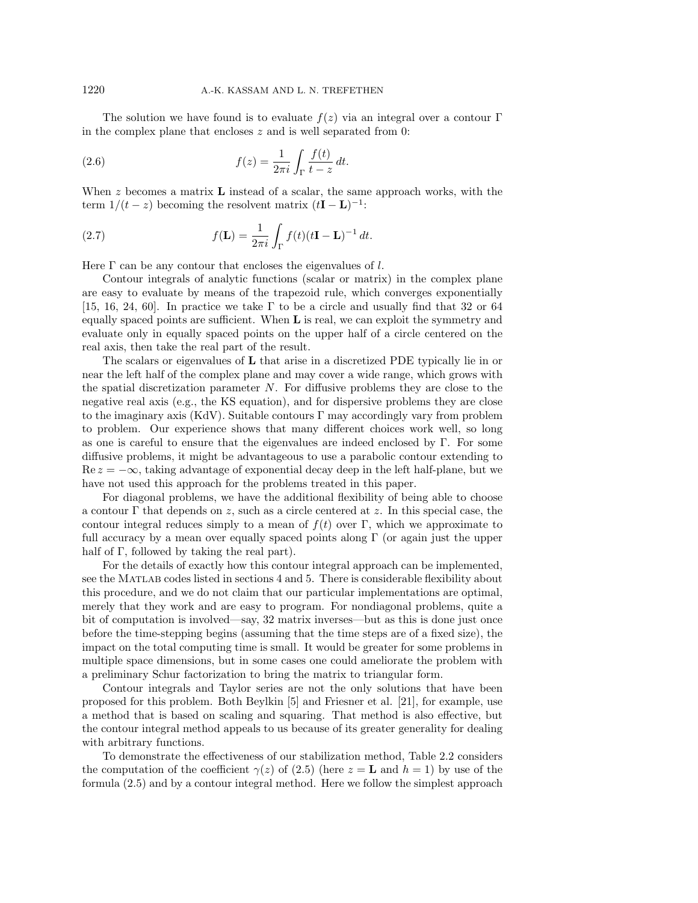The solution we have found is to evaluate $f(z)$ via an integral over a contour $\Gamma$ in the complex plane that encloses $z$ and is well separated from 0:

$$f(z) = \frac{1}{2\pi i} \int_\Gamma \frac{f(t)}{t-z}\, dt. \tag{2.6}$$

When $z$ becomes a matrix $\mathbf{L}$ instead of a scalar, the same approach works, with the term $1/(t-z)$ becoming the resolvent matrix $(t\mathbf{I} - \mathbf{L})^{-1}$:

$$f(\mathbf{L}) = \frac{1}{2\pi i} \int_\Gamma f(t)(t\mathbf{I} - \mathbf{L})^{-1}\, dt. \tag{2.7}$$

Here $\Gamma$ can be any contour that encloses the eigenvalues of $l$.

Contour integrals of analytic functions (scalar or matrix) in the complex plane are easy to evaluate by means of the trapezoid rule, which converges exponentially [15, 16, 24, 60]. In practice we take $\Gamma$ to be a circle and usually find that 32 or 64 equally spaced points are sufficient. When $\mathbf{L}$ is real, we can exploit the symmetry and evaluate only in equally spaced points on the upper half of a circle centered on the real axis, then take the real part of the result.

The scalars or eigenvalues of $\mathbf{L}$ that arise in a discretized PDE typically lie in or near the left half of the complex plane and may cover a wide range, which grows with the spatial discretization parameter $N$. For diffusive problems they are close to the negative real axis (e.g., the KS equation), and for dispersive problems they are close to the imaginary axis (KdV). Suitable contours $\Gamma$ may accordingly vary from problem to problem. Our experience shows that many different choices work well, so long as one is careful to ensure that the eigenvalues are indeed enclosed by $\Gamma$. For some diffusive problems, it might be advantageous to use a parabolic contour extending to $\operatorname{Re} z = -\infty$, taking advantage of exponential decay deep in the left half-plane, but we have not used this approach for the problems treated in this paper.

For diagonal problems, we have the additional flexibility of being able to choose a contour $\Gamma$ that depends on $z$, such as a circle centered at $z$. In this special case, the contour integral reduces simply to a mean of $f(t)$ over $\Gamma$, which we approximate to full accuracy by a mean over equally spaced points along $\Gamma$ (or again just the upper half of $\Gamma$, followed by taking the real part).

For the details of exactly how this contour integral approach can be implemented, see the MATLAB codes listed in sections 4 and 5. There is considerable flexibility about this procedure, and we do not claim that our particular implementations are optimal, merely that they work and are easy to program. For nondiagonal problems, quite a bit of computation is involved—say, 32 matrix inverses—but as this is done just once before the time-stepping begins (assuming that the time steps are of a fixed size), the impact on the total computing time is small. It would be greater for some problems in multiple space dimensions, but in some cases one could ameliorate the problem with a preliminary Schur factorization to bring the matrix to triangular form.

Contour integrals and Taylor series are not the only solutions that have been proposed for this problem. Both Beylkin [5] and Friesner et al. [21], for example, use a method that is based on scaling and squaring. That method is also effective, but the contour integral method appeals to us because of its greater generality for dealing with arbitrary functions.

To demonstrate the effectiveness of our stabilization method, Table 2.2 considers the computation of the coefficient $\gamma(z)$ of (2.5) (here $z = \mathbf{L}$ and $h = 1$) by use of the formula (2.5) and by a contour integral method. Here we follow the simplest approach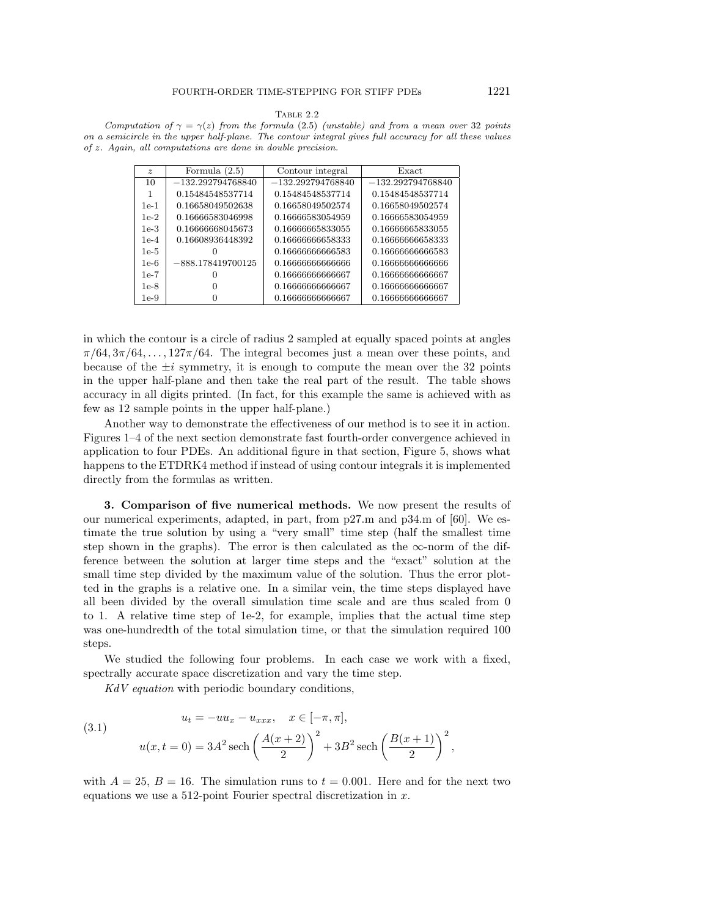Table 2.2

*Computation of $\gamma = \gamma(z)$ from the formula (2.5) (unstable) and from a mean over 32 points on a semicircle in the upper half-plane. The contour integral gives full accuracy for all these values of $z$. Again, all computations are done in double precision.*

| $z$ | Formula (2.5) | Contour integral | Exact |
|---|---|---|---|
| 10 | −132.292794768840 | −132.292794768840 | −132.292794768840 |
| 1 | 0.15484548537714 | 0.15484548537714 | 0.15484548537714 |
| 1e-1 | 0.16658049502638 | 0.16658049502574 | 0.16658049502574 |
| 1e-2 | 0.16666583046998 | 0.16666583054959 | 0.16666583054959 |
| 1e-3 | 0.16666668045673 | 0.16666665833055 | 0.16666665833055 |
| 1e-4 | 0.16608936448392 | 0.16666666658333 | 0.16666666658333 |
| 1e-5 | 0 | 0.16666666666583 | 0.16666666666583 |
| 1e-6 | −888.178419700125 | 0.16666666666666 | 0.16666666666666 |
| 1e-7 | 0 | 0.16666666666667 | 0.16666666666667 |
| 1e-8 | 0 | 0.16666666666667 | 0.16666666666667 |
| 1e-9 | 0 | 0.16666666666667 | 0.16666666666667 |

in which the contour is a circle of radius 2 sampled at equally spaced points at angles $\pi/64, 3\pi/64, \ldots, 127\pi/64$. The integral becomes just a mean over these points, and because of the $\pm i$ symmetry, it is enough to compute the mean over the 32 points in the upper half-plane and then take the real part of the result. The table shows accuracy in all digits printed. (In fact, for this example the same is achieved with as few as 12 sample points in the upper half-plane.)

Another way to demonstrate the effectiveness of our method is to see it in action. Figures 1–4 of the next section demonstrate fast fourth-order convergence achieved in application to four PDEs. An additional figure in that section, Figure 5, shows what happens to the ETDRK4 method if instead of using contour integrals it is implemented directly from the formulas as written.

## 3. Comparison of five numerical methods.

We now present the results of our numerical experiments, adapted, in part, from p27.m and p34.m of [60]. We estimate the true solution by using a "very small" time step (half the smallest time step shown in the graphs). The error is then calculated as the $\infty$-norm of the difference between the solution at larger time steps and the "exact" solution at the small time step divided by the maximum value of the solution. Thus the error plotted in the graphs is a relative one. In a similar vein, the time steps displayed have all been divided by the overall simulation time scale and are thus scaled from 0 to 1. A relative time step of 1e-2, for example, implies that the actual time step was one-hundredth of the total simulation time, or that the simulation required 100 steps.

We studied the following four problems. In each case we work with a fixed, spectrally accurate space discretization and vary the time step.

*KdV equation* with periodic boundary conditions,

$$
\begin{aligned}
&u_t = -uu_x - u_{xxx}, \quad x \in [-\pi, \pi], \\
&u(x, t = 0) = 3A^2 \operatorname{sech}\left(\frac{A(x+2)}{2}\right)^2 + 3B^2 \operatorname{sech}\left(\frac{B(x+1)}{2}\right)^2,
\end{aligned}
\tag{3.1}
$$

with $A = 25$, $B = 16$. The simulation runs to $t = 0.001$. Here and for the next two equations we use a 512-point Fourier spectral discretization in $x$.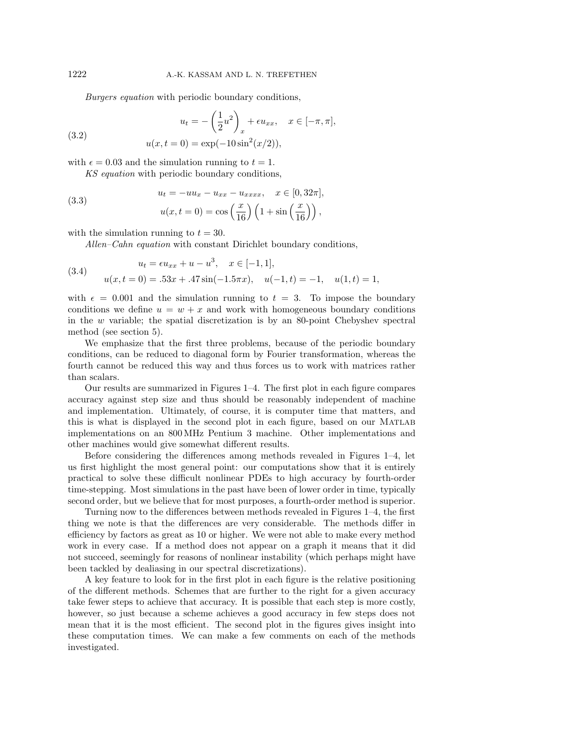*Burgers equation* with periodic boundary conditions,

$$
\begin{aligned}
u_t &= -\left(\frac{1}{2}u^2\right)_x + \epsilon u_{xx}, \quad x \in [-\pi, \pi], \\
u(x, t = 0) &= \exp(-10\sin^2(x/2)),
\end{aligned} \tag{3.2}
$$

with $\epsilon = 0.03$ and the simulation running to $t = 1$.

*KS equation* with periodic boundary conditions,

$$
\begin{aligned}
u_t &= -uu_x - u_{xx} - u_{xxxx}, \quad x \in [0, 32\pi], \\
u(x, t = 0) &= \cos\left(\frac{x}{16}\right)\left(1 + \sin\left(\frac{x}{16}\right)\right),
\end{aligned} \tag{3.3}
$$

with the simulation running to $t = 30$.

*Allen–Cahn equation* with constant Dirichlet boundary conditions,

$$
\begin{aligned}
u_t &= \epsilon u_{xx} + u - u^3, \quad x \in [-1, 1], \\
u(x, t = 0) &= .53x + .47\sin(-1.5\pi x), \quad u(-1, t) = -1, \quad u(1, t) = 1,
\end{aligned} \tag{3.4}
$$

with $\epsilon = 0.001$ and the simulation running to $t = 3$. To impose the boundary conditions we define $u = w + x$ and work with homogeneous boundary conditions in the $w$ variable; the spatial discretization is by an 80-point Chebyshev spectral method (see section 5).

We emphasize that the first three problems, because of the periodic boundary conditions, can be reduced to diagonal form by Fourier transformation, whereas the fourth cannot be reduced this way and thus forces us to work with matrices rather than scalars.

Our results are summarized in Figures 1–4. The first plot in each figure compares accuracy against step size and thus should be reasonably independent of machine and implementation. Ultimately, of course, it is computer time that matters, and this is what is displayed in the second plot in each figure, based on our MATLAB implementations on an 800 MHz Pentium 3 machine. Other implementations and other machines would give somewhat different results.

Before considering the differences among methods revealed in Figures 1–4, let us first highlight the most general point: our computations show that it is entirely practical to solve these difficult nonlinear PDEs to high accuracy by fourth-order time-stepping. Most simulations in the past have been of lower order in time, typically second order, but we believe that for most purposes, a fourth-order method is superior.

Turning now to the differences between methods revealed in Figures 1–4, the first thing we note is that the differences are very considerable. The methods differ in efficiency by factors as great as 10 or higher. We were not able to make every method work in every case. If a method does not appear on a graph it means that it did not succeed, seemingly for reasons of nonlinear instability (which perhaps might have been tackled by dealiasing in our spectral discretizations).

A key feature to look for in the first plot in each figure is the relative positioning of the different methods. Schemes that are further to the right for a given accuracy take fewer steps to achieve that accuracy. It is possible that each step is more costly, however, so just because a scheme achieves a good accuracy in few steps does not mean that it is the most efficient. The second plot in the figures gives insight into these computation times. We can make a few comments on each of the methods investigated.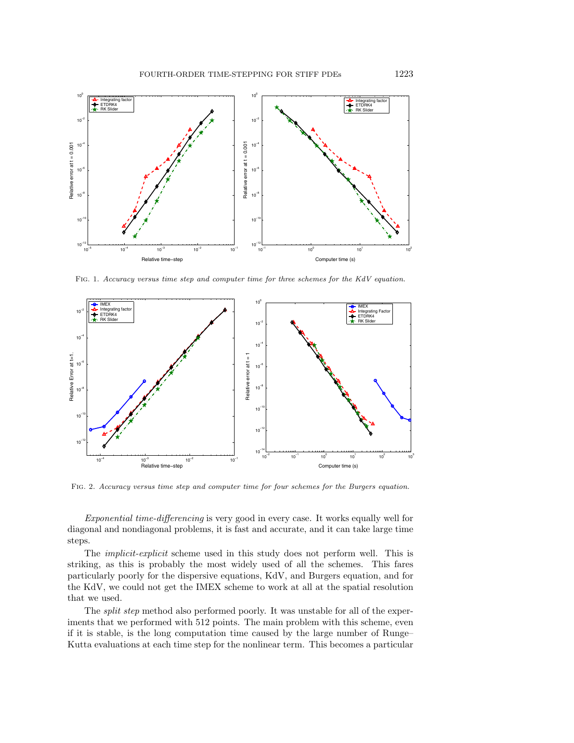FIG. 1. *Accuracy versus time step and computer time for three schemes for the KdV equation.*

FIG. 2. *Accuracy versus time step and computer time for four schemes for the Burgers equation.*

*Exponential time-differencing* is very good in every case. It works equally well for diagonal and nondiagonal problems, it is fast and accurate, and it can take large time steps.

The *implicit-explicit* scheme used in this study does not perform well. This is striking, as this is probably the most widely used of all the schemes. This fares particularly poorly for the dispersive equations, KdV, and Burgers equation, and for the KdV, we could not get the IMEX scheme to work at all at the spatial resolution that we used.

The *split step* method also performed poorly. It was unstable for all of the experiments that we performed with 512 points. The main problem with this scheme, even if it is stable, is the long computation time caused by the large number of Runge–Kutta evaluations at each time step for the nonlinear term. This becomes a particular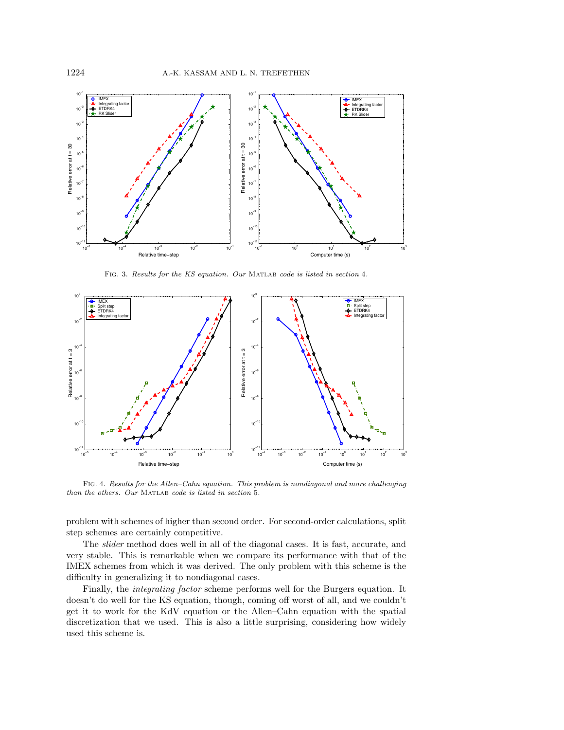Fig. 3. *Results for the KS equation. Our* MATLAB *code is listed in section* 4.

Fig. 4. *Results for the Allen–Cahn equation. This problem is nondiagonal and more challenging than the others. Our* MATLAB *code is listed in section* 5.

problem with schemes of higher than second order. For second-order calculations, split step schemes are certainly competitive.

The *slider* method does well in all of the diagonal cases. It is fast, accurate, and very stable. This is remarkable when we compare its performance with that of the IMEX schemes from which it was derived. The only problem with this scheme is the difficulty in generalizing it to nondiagonal cases.

Finally, the *integrating factor* scheme performs well for the Burgers equation. It doesn't do well for the KS equation, though, coming off worst of all, and we couldn't get it to work for the KdV equation or the Allen–Cahn equation with the spatial discretization that we used. This is also a little surprising, considering how widely used this scheme is.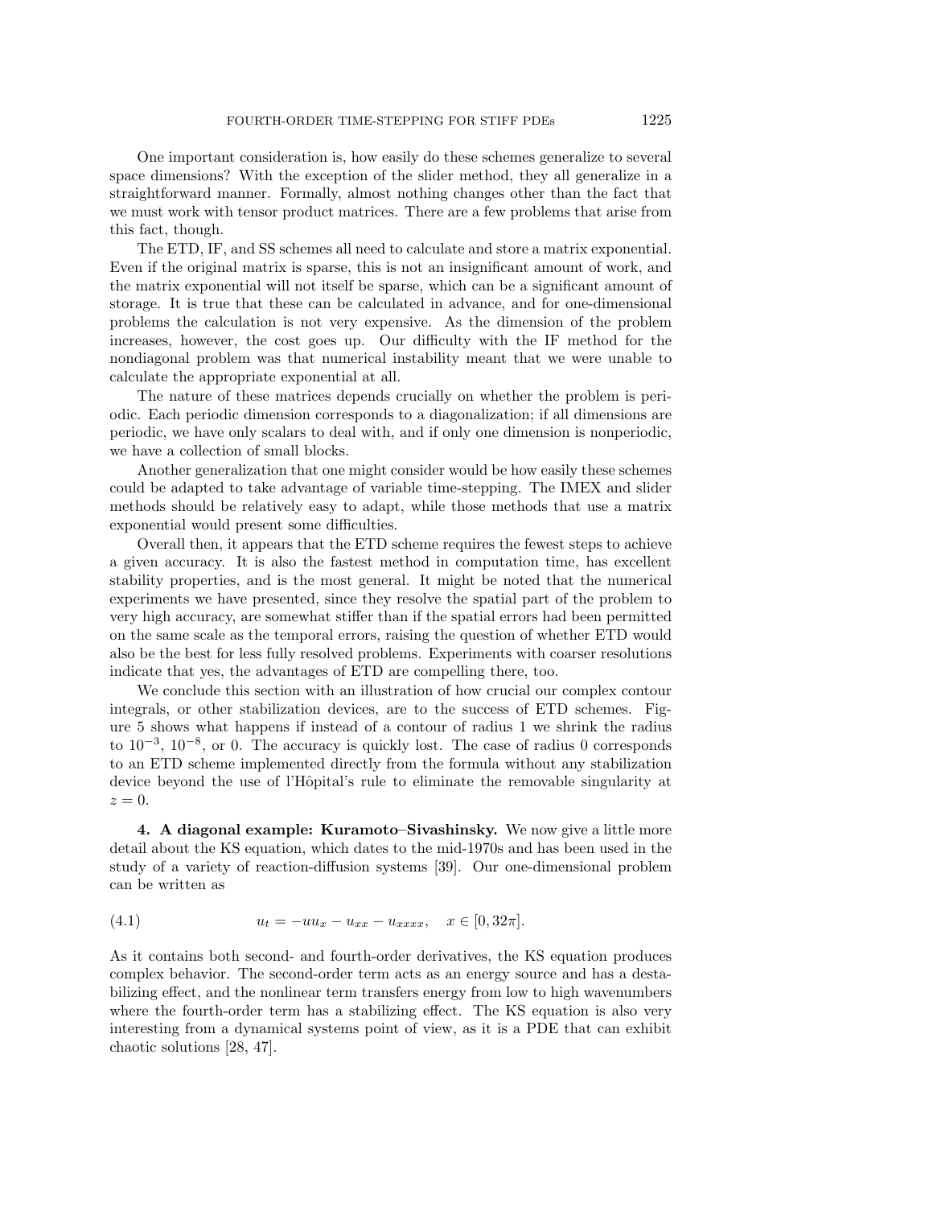One important consideration is, how easily do these schemes generalize to several space dimensions? With the exception of the slider method, they all generalize in a straightforward manner. Formally, almost nothing changes other than the fact that we must work with tensor product matrices. There are a few problems that arise from this fact, though.

The ETD, IF, and SS schemes all need to calculate and store a matrix exponential. Even if the original matrix is sparse, this is not an insignificant amount of work, and the matrix exponential will not itself be sparse, which can be a significant amount of storage. It is true that these can be calculated in advance, and for one-dimensional problems the calculation is not very expensive. As the dimension of the problem increases, however, the cost goes up. Our difficulty with the IF method for the nondiagonal problem was that numerical instability meant that we were unable to calculate the appropriate exponential at all.

The nature of these matrices depends crucially on whether the problem is periodic. Each periodic dimension corresponds to a diagonalization; if all dimensions are periodic, we have only scalars to deal with, and if only one dimension is nonperiodic, we have a collection of small blocks.

Another generalization that one might consider would be how easily these schemes could be adapted to take advantage of variable time-stepping. The IMEX and slider methods should be relatively easy to adapt, while those methods that use a matrix exponential would present some difficulties.

Overall then, it appears that the ETD scheme requires the fewest steps to achieve a given accuracy. It is also the fastest method in computation time, has excellent stability properties, and is the most general. It might be noted that the numerical experiments we have presented, since they resolve the spatial part of the problem to very high accuracy, are somewhat stiffer than if the spatial errors had been permitted on the same scale as the temporal errors, raising the question of whether ETD would also be the best for less fully resolved problems. Experiments with coarser resolutions indicate that yes, the advantages of ETD are compelling there, too.

We conclude this section with an illustration of how crucial our complex contour integrals, or other stabilization devices, are to the success of ETD schemes. Figure 5 shows what happens if instead of a contour of radius 1 we shrink the radius to $10^{-3}$, $10^{-8}$, or 0. The accuracy is quickly lost. The case of radius 0 corresponds to an ETD scheme implemented directly from the formula without any stabilization device beyond the use of l'Hôpital's rule to eliminate the removable singularity at $z = 0$.

## 4. A diagonal example: Kuramoto–Sivashinsky.

We now give a little more detail about the KS equation, which dates to the mid-1970s and has been used in the study of a variety of reaction-diffusion systems [39]. Our one-dimensional problem can be written as

$$u_t = -uu_x - u_{xx} - u_{xxxx}, \quad x \in [0, 32\pi]. \tag{4.1}$$

As it contains both second- and fourth-order derivatives, the KS equation produces complex behavior. The second-order term acts as an energy source and has a destabilizing effect, and the nonlinear term transfers energy from low to high wavenumbers where the fourth-order term has a stabilizing effect. The KS equation is also very interesting from a dynamical systems point of view, as it is a PDE that can exhibit chaotic solutions [28, 47].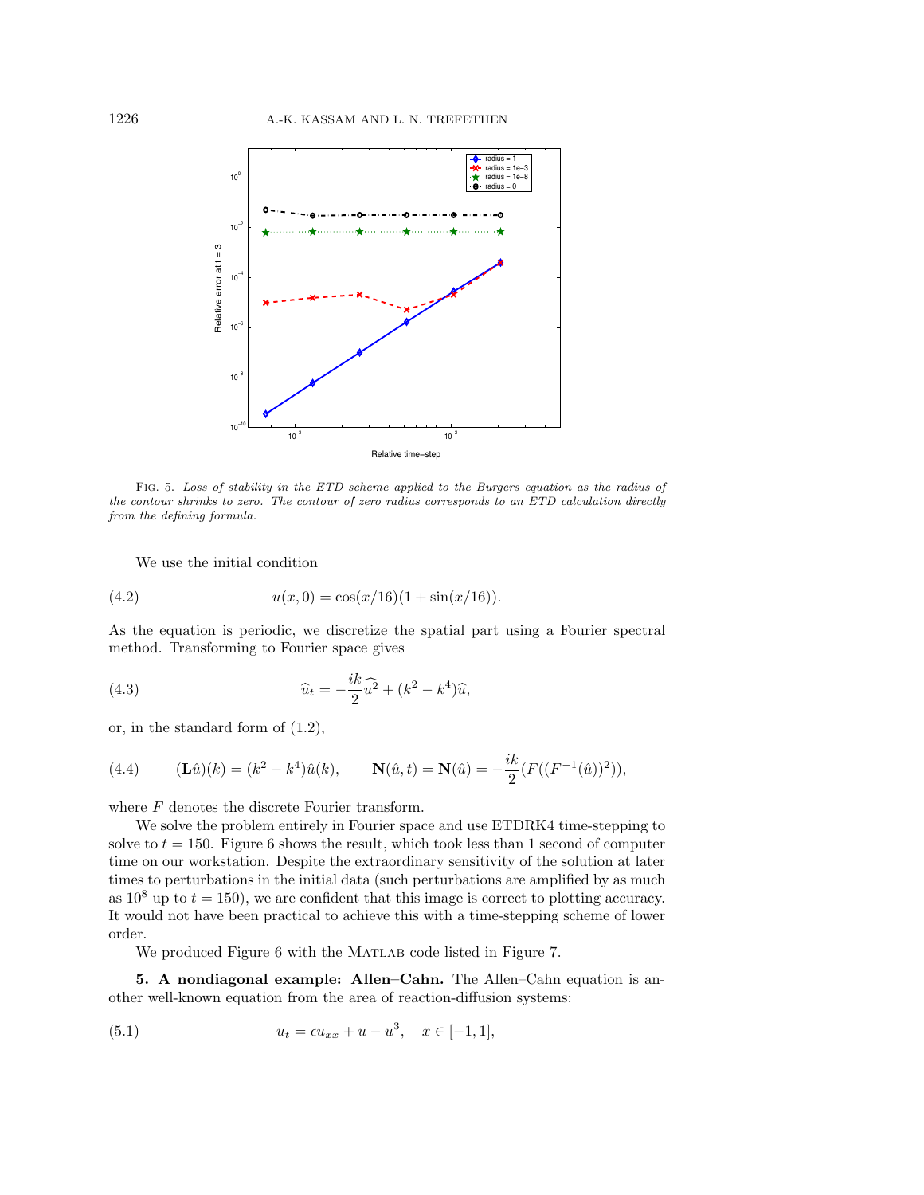FIG. 5. *Loss of stability in the ETD scheme applied to the Burgers equation as the radius of the contour shrinks to zero. The contour of zero radius corresponds to an ETD calculation directly from the defining formula.*

We use the initial condition

$$u(x, 0) = \cos(x/16)(1 + \sin(x/16)). \tag{4.2}$$

As the equation is periodic, we discretize the spatial part using a Fourier spectral method. Transforming to Fourier space gives

$$\widehat{u}_t = -\frac{ik}{2}\widehat{u^2} + (k^2 - k^4)\widehat{u}, \tag{4.3}$$

or, in the standard form of (1.2),

$$(\mathbf{L}\hat{u})(k) = (k^2 - k^4)\hat{u}(k), \qquad \mathbf{N}(\hat{u}, t) = \mathbf{N}(\hat{u}) = -\frac{ik}{2}(F((F^{-1}(\hat{u}))^2)), \tag{4.4}$$

where $F$ denotes the discrete Fourier transform.

We solve the problem entirely in Fourier space and use ETDRK4 time-stepping to solve to $t = 150$. Figure 6 shows the result, which took less than 1 second of computer time on our workstation. Despite the extraordinary sensitivity of the solution at later times to perturbations in the initial data (such perturbations are amplified by as much as $10^8$ up to $t = 150$), we are confident that this image is correct to plotting accuracy. It would not have been practical to achieve this with a time-stepping scheme of lower order.

We produced Figure 6 with the MATLAB code listed in Figure 7.

## 5. A nondiagonal example: Allen–Cahn.

The Allen–Cahn equation is another well-known equation from the area of reaction-diffusion systems:

$$u_t = \epsilon u_{xx} + u - u^3, \quad x \in [-1, 1], \tag{5.1}$$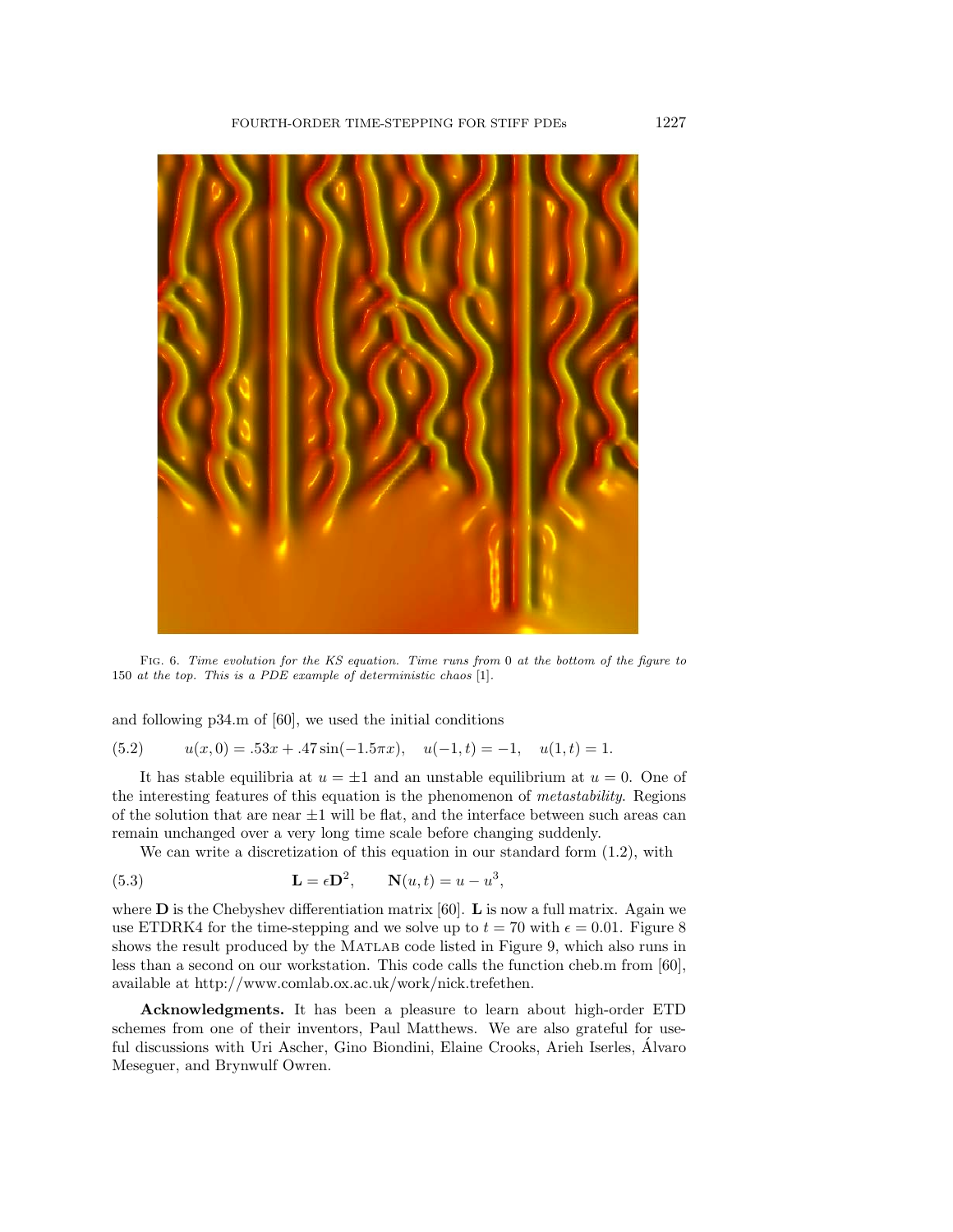Fig. 6. *Time evolution for the KS equation. Time runs from* 0 *at the bottom of the figure to* 150 *at the top. This is a PDE example of deterministic chaos* [1].

and following p34.m of [60], we used the initial conditions

$$u(x, 0) = .53x + .47\sin(-1.5\pi x), \quad u(-1, t) = -1, \quad u(1, t) = 1. \tag{5.2}$$

It has stable equilibria at $u = \pm 1$ and an unstable equilibrium at $u = 0$. One of the interesting features of this equation is the phenomenon of *metastability*. Regions of the solution that are near $\pm 1$ will be flat, and the interface between such areas can remain unchanged over a very long time scale before changing suddenly.

We can write a discretization of this equation in our standard form (1.2), with

$$\mathbf{L} = \epsilon \mathbf{D}^2, \qquad \mathbf{N}(u, t) = u - u^3, \tag{5.3}$$

where $\mathbf{D}$ is the Chebyshev differentiation matrix [60]. $\mathbf{L}$ is now a full matrix. Again we use ETDRK4 for the time-stepping and we solve up to $t = 70$ with $\epsilon = 0.01$. Figure 8 shows the result produced by the Matlab code listed in Figure 9, which also runs in less than a second on our workstation. This code calls the function cheb.m from [60], available at http://www.comlab.ox.ac.uk/work/nick.trefethen.

**Acknowledgments.** It has been a pleasure to learn about high-order ETD schemes from one of their inventors, Paul Matthews. We are also grateful for useful discussions with Uri Ascher, Gino Biondini, Elaine Crooks, Arieh Iserles, Álvaro Meseguer, and Brynwulf Owren.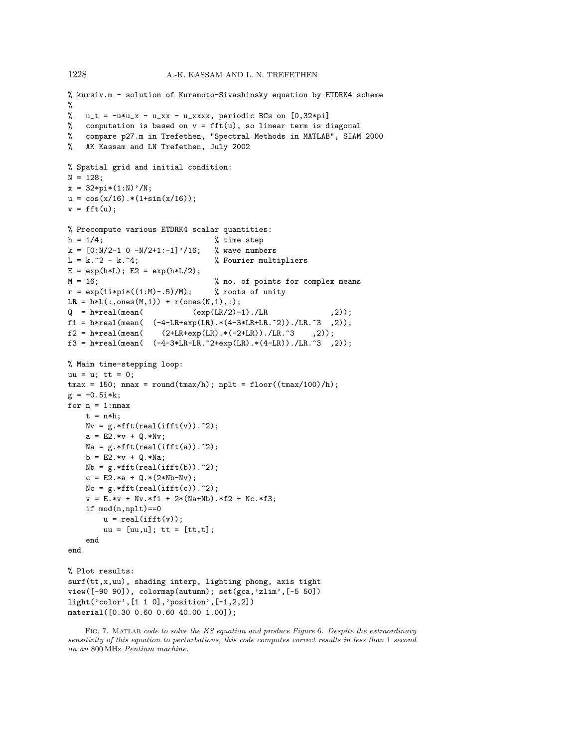```
% kursiv.m - solution of Kuramoto-Sivashinsky equation by ETDRK4 scheme
%
%   u_t = -u*u_x - u_xx - u_xxxx, periodic BCs on [0,32*pi]
%   computation is based on v = fft(u), so linear term is diagonal
%   compare p27.m in Trefethen, "Spectral Methods in MATLAB", SIAM 2000
%   AK Kassam and LN Trefethen, July 2002

% Spatial grid and initial condition:
N = 128;
x = 32*pi*(1:N)'/N;
u = cos(x/16).*(1+sin(x/16));
v = fft(u);

% Precompute various ETDRK4 scalar quantities:
h = 1/4;                          % time step
k = [0:N/2-1 0 -N/2+1:-1]'/16;   % wave numbers
L = k.^2 - k.^4;                  % Fourier multipliers
E = exp(h*L); E2 = exp(h*L/2);
M = 16;                           % no. of points for complex means
r = exp(1i*pi*((1:M)-.5)/M);      % roots of unity
LR = h*L(:,ones(M,1)) + r(ones(N,1),:);
Q  = h*real(mean(           (exp(LR/2)-1)./LR              ,2));
f1 = h*real(mean(  (-4-LR+exp(LR).*(4-3*LR+LR.^2))./LR.^3  ,2));
f2 = h*real(mean(     (2+LR+exp(LR).*(-2+LR))./LR.^3    ,2));
f3 = h*real(mean(  (-4-3*LR-LR.^2+exp(LR).*(4-LR))./LR.^3  ,2));

% Main time-stepping loop:
uu = u; tt = 0;
tmax = 150; nmax = round(tmax/h); nplt = floor((tmax/100)/h);
g = -0.5i*k;
for n = 1:nmax
    t = n*h;
    Nv = g.*fft(real(ifft(v)).^2);
    a = E2.*v + Q.*Nv;
    Na = g.*fft(real(ifft(a)).^2);
    b = E2.*v + Q.*Na;
    Nb = g.*fft(real(ifft(b)).^2);
    c = E2.*a + Q.*(2*Nb-Nv);
    Nc = g.*fft(real(ifft(c)).^2);
    v = E.*v + Nv.*f1 + 2*(Na+Nb).*f2 + Nc.*f3;
    if mod(n,nplt)==0
        u = real(ifft(v));
        uu = [uu,u]; tt = [tt,t];
    end
end

% Plot results:
surf(tt,x,uu), shading interp, lighting phong, axis tight
view([-90 90]), colormap(autumn); set(gca,'zlim',[-5 50])
light('color',[1 1 0],'position',[-1,2,2])
material([0.30 0.60 0.60 40.00 1.00]);
```

FIG. 7. MATLAB *code to solve the KS equation and produce Figure* 6. *Despite the extraordinary sensitivity of this equation to perturbations, this code computes correct results in less than* 1 *second on an* 800 MHz *Pentium machine.*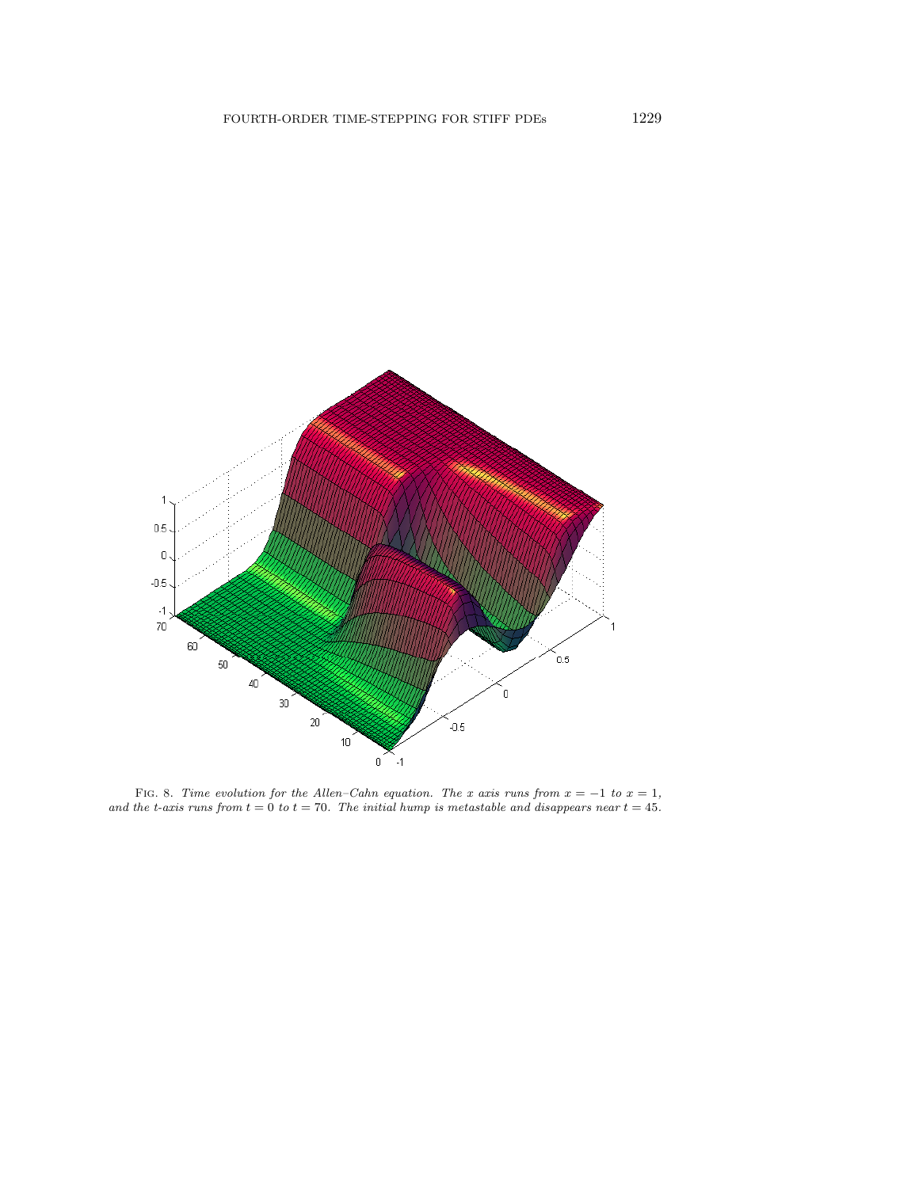FIG. 8. *Time evolution for the Allen–Cahn equation. The x axis runs from $x = -1$ to $x = 1$, and the t-axis runs from $t = 0$ to $t = 70$. The initial hump is metastable and disappears near $t = 45$.*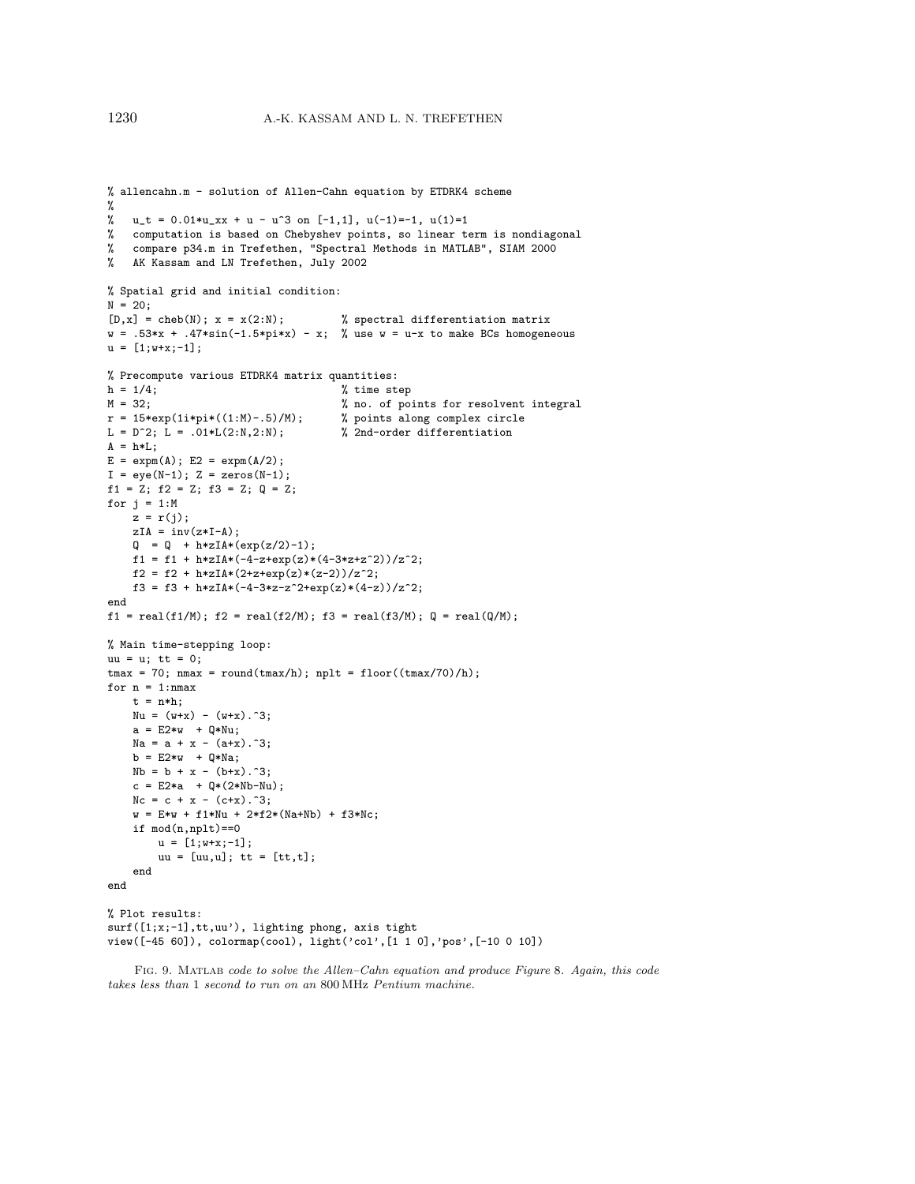```
% allencahn.m - solution of Allen-Cahn equation by ETDRK4 scheme
%
%   u_t = 0.01*u_xx + u - u^3 on [-1,1], u(-1)=-1, u(1)=1
%   computation is based on Chebyshev points, so linear term is nondiagonal
%   compare p34.m in Trefethen, "Spectral Methods in MATLAB", SIAM 2000
%   AK Kassam and LN Trefethen, July 2002

% Spatial grid and initial condition:
N = 20;
[D,x] = cheb(N); x = x(2:N);         % spectral differentiation matrix
w = .53*x + .47*sin(-1.5*pi*x) - x;  % use w = u-x to make BCs homogeneous
u = [1;w+x;-1];

% Precompute various ETDRK4 matrix quantities:
h = 1/4;                              % time step
M = 32;                               % no. of points for resolvent integral
r = 15*exp(1i*pi*((1:M)-.5)/M);       % points along complex circle
L = D^2; L = .01*L(2:N,2:N);          % 2nd-order differentiation
A = h*L;
E = expm(A); E2 = expm(A/2);
I = eye(N-1); Z = zeros(N-1);
f1 = Z; f2 = Z; f3 = Z; Q = Z;
for j = 1:M
    z = r(j);
    zIA = inv(z*I-A);
    Q  = Q  + h*zIA*(exp(z/2)-1);
    f1 = f1 + h*zIA*(-4-z+exp(z)*(4-3*z+z^2))/z^2;
    f2 = f2 + h*zIA*(2+z+exp(z)*(z-2))/z^2;
    f3 = f3 + h*zIA*(-4-3*z-z^2+exp(z)*(4-z))/z^2;
end
f1 = real(f1/M); f2 = real(f2/M); f3 = real(f3/M); Q = real(Q/M);

% Main time-stepping loop:
uu = u; tt = 0;
tmax = 70; nmax = round(tmax/h); nplt = floor((tmax/70)/h);
for n = 1:nmax
    t = n*h;
    Nu = (w+x) - (w+x).^3;
    a = E2*w  + Q*Nu;
    Na = a + x - (a+x).^3;
    b = E2*w  + Q*Na;
    Nb = b + x - (b+x).^3;
    c = E2*a  + Q*(2*Nb-Nu);
    Nc = c + x - (c+x).^3;
    w = E*w + f1*Nu + 2*f2*(Na+Nb) + f3*Nc;
    if mod(n,nplt)==0
        u = [1;w+x;-1];
        uu = [uu,u]; tt = [tt,t];
    end
end

% Plot results:
surf([1;x;-1],tt,uu'), lighting phong, axis tight
view([-45 60]), colormap(cool), light('col',[1 1 0],'pos',[-10 0 10])
```

FIG. 9. MATLAB *code to solve the Allen–Cahn equation and produce Figure* 8. *Again, this code takes less than* 1 *second to run on an* 800 MHz *Pentium machine.*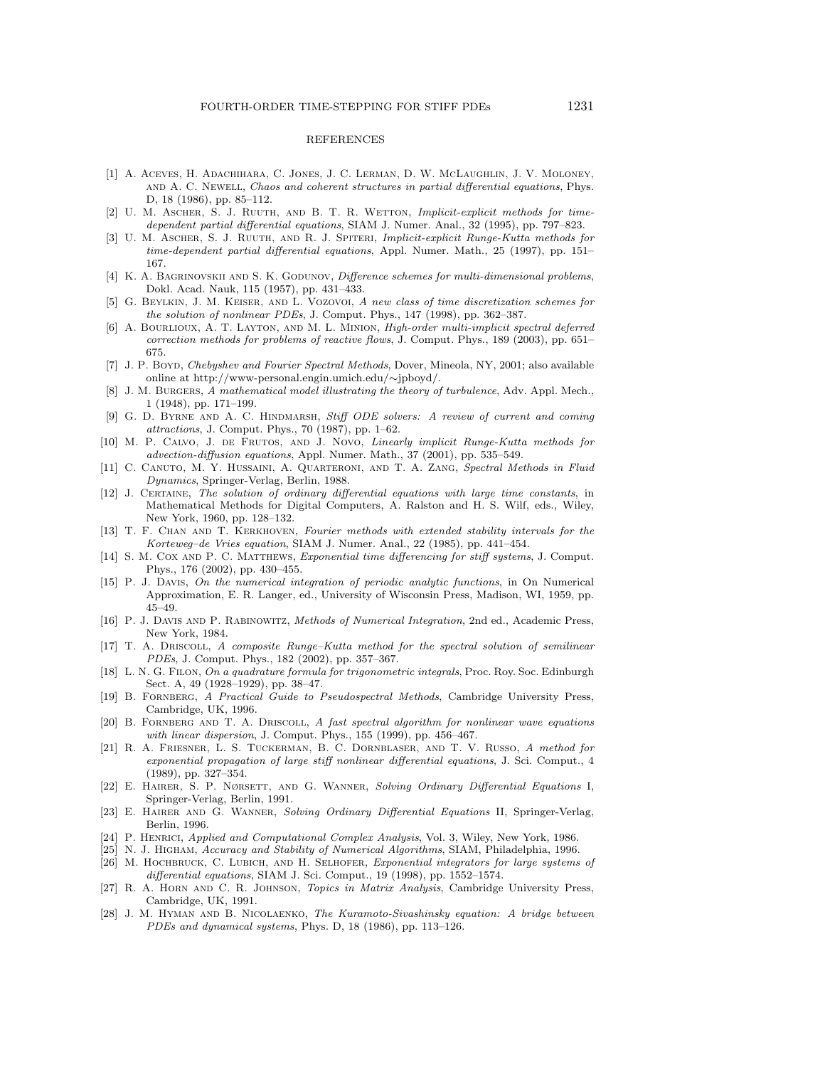## REFERENCES

[1] A. Aceves, H. Adachihara, C. Jones, J. C. Lerman, D. W. McLaughlin, J. V. Moloney, and A. C. Newell, *Chaos and coherent structures in partial differential equations*, Phys. D, 18 (1986), pp. 85–112.

[2] U. M. Ascher, S. J. Ruuth, and B. T. R. Wetton, *Implicit-explicit methods for time-dependent partial differential equations*, SIAM J. Numer. Anal., 32 (1995), pp. 797–823.

[3] U. M. Ascher, S. J. Ruuth, and R. J. Spiteri, *Implicit-explicit Runge-Kutta methods for time-dependent partial differential equations*, Appl. Numer. Math., 25 (1997), pp. 151–167.

[4] K. A. Bagrinovskii and S. K. Godunov, *Difference schemes for multi-dimensional problems*, Dokl. Acad. Nauk, 115 (1957), pp. 431–433.

[5] G. Beylkin, J. M. Keiser, and L. Vozovoi, *A new class of time discretization schemes for the solution of nonlinear PDEs*, J. Comput. Phys., 147 (1998), pp. 362–387.

[6] A. Bourlioux, A. T. Layton, and M. L. Minion, *High-order multi-implicit spectral deferred correction methods for problems of reactive flows*, J. Comput. Phys., 189 (2003), pp. 651–675.

[7] J. P. Boyd, *Chebyshev and Fourier Spectral Methods*, Dover, Mineola, NY, 2001; also available online at http://www-personal.engin.umich.edu/∼jpboyd/.

[8] J. M. Burgers, *A mathematical model illustrating the theory of turbulence*, Adv. Appl. Mech., 1 (1948), pp. 171–199.

[9] G. D. Byrne and A. C. Hindmarsh, *Stiff ODE solvers: A review of current and coming attractions*, J. Comput. Phys., 70 (1987), pp. 1–62.

[10] M. P. Calvo, J. de Frutos, and J. Novo, *Linearly implicit Runge-Kutta methods for advection-diffusion equations*, Appl. Numer. Math., 37 (2001), pp. 535–549.

[11] C. Canuto, M. Y. Hussaini, A. Quarteroni, and T. A. Zang, *Spectral Methods in Fluid Dynamics*, Springer-Verlag, Berlin, 1988.

[12] J. Certaine, *The solution of ordinary differential equations with large time constants*, in Mathematical Methods for Digital Computers, A. Ralston and H. S. Wilf, eds., Wiley, New York, 1960, pp. 128–132.

[13] T. F. Chan and T. Kerkhoven, *Fourier methods with extended stability intervals for the Korteweg–de Vries equation*, SIAM J. Numer. Anal., 22 (1985), pp. 441–454.

[14] S. M. Cox and P. C. Matthews, *Exponential time differencing for stiff systems*, J. Comput. Phys., 176 (2002), pp. 430–455.

[15] P. J. Davis, *On the numerical integration of periodic analytic functions*, in On Numerical Approximation, E. R. Langer, ed., University of Wisconsin Press, Madison, WI, 1959, pp. 45–49.

[16] P. J. Davis and P. Rabinowitz, *Methods of Numerical Integration*, 2nd ed., Academic Press, New York, 1984.

[17] T. A. Driscoll, *A composite Runge–Kutta method for the spectral solution of semilinear PDEs*, J. Comput. Phys., 182 (2002), pp. 357–367.

[18] L. N. G. Filon, *On a quadrature formula for trigonometric integrals*, Proc. Roy. Soc. Edinburgh Sect. A, 49 (1928–1929), pp. 38–47.

[19] B. Fornberg, *A Practical Guide to Pseudospectral Methods*, Cambridge University Press, Cambridge, UK, 1996.

[20] B. Fornberg and T. A. Driscoll, *A fast spectral algorithm for nonlinear wave equations with linear dispersion*, J. Comput. Phys., 155 (1999), pp. 456–467.

[21] R. A. Friesner, L. S. Tuckerman, B. C. Dornblaser, and T. V. Russo, *A method for exponential propagation of large stiff nonlinear differential equations*, J. Sci. Comput., 4 (1989), pp. 327–354.

[22] E. Hairer, S. P. Nørsett, and G. Wanner, *Solving Ordinary Differential Equations* I, Springer-Verlag, Berlin, 1991.

[23] E. Hairer and G. Wanner, *Solving Ordinary Differential Equations* II, Springer-Verlag, Berlin, 1996.

[24] P. Henrici, *Applied and Computational Complex Analysis*, Vol. 3, Wiley, New York, 1986.

[25] N. J. Higham, *Accuracy and Stability of Numerical Algorithms*, SIAM, Philadelphia, 1996.

[26] M. Hochbruck, C. Lubich, and H. Selhofer, *Exponential integrators for large systems of differential equations*, SIAM J. Sci. Comput., 19 (1998), pp. 1552–1574.

[27] R. A. Horn and C. R. Johnson, *Topics in Matrix Analysis*, Cambridge University Press, Cambridge, UK, 1991.

[28] J. M. Hyman and B. Nicolaenko, *The Kuramoto-Sivashinsky equation: A bridge between PDEs and dynamical systems*, Phys. D, 18 (1986), pp. 113–126.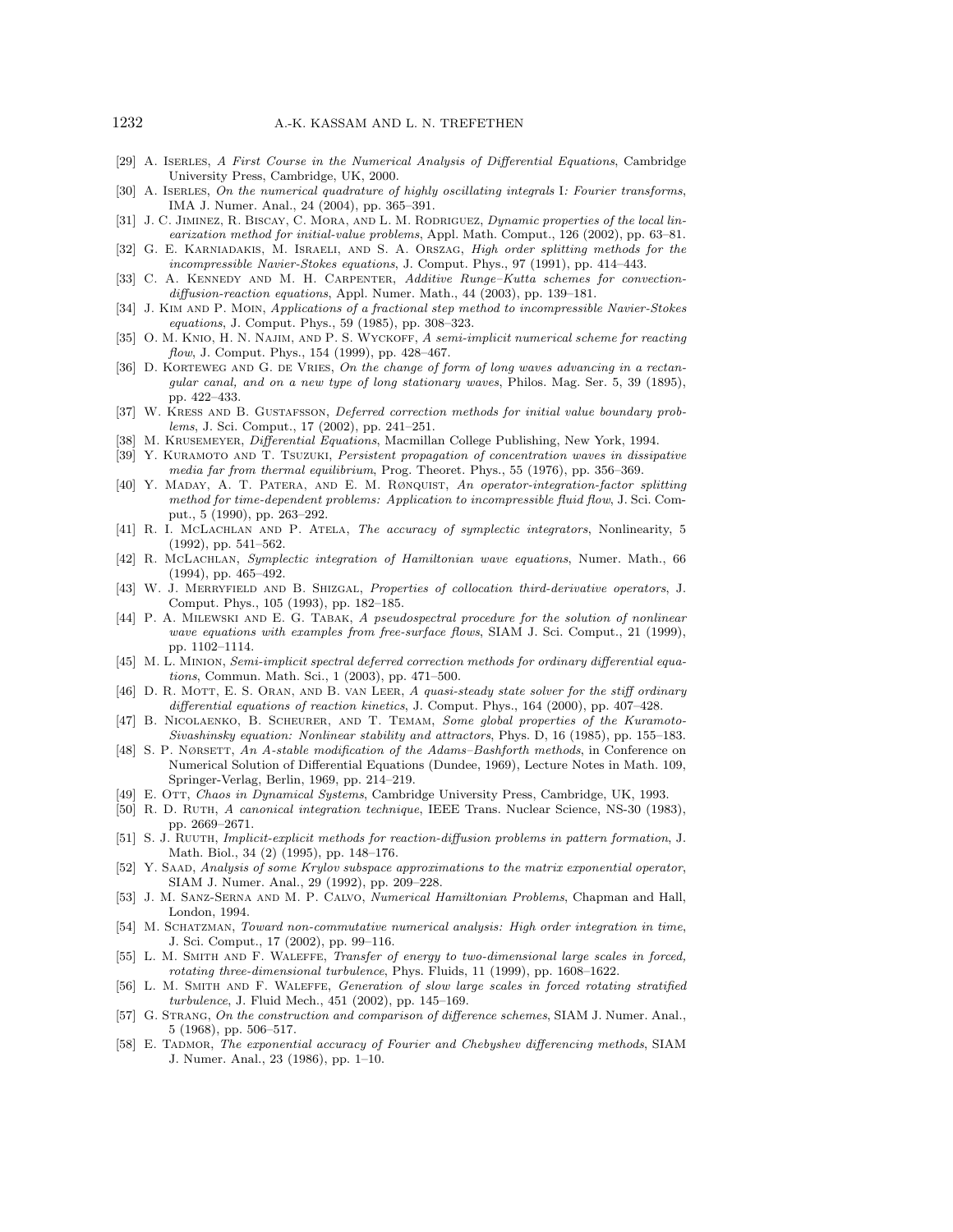[29] A. Iserles, *A First Course in the Numerical Analysis of Differential Equations*, Cambridge University Press, Cambridge, UK, 2000.

[30] A. Iserles, *On the numerical quadrature of highly oscillating integrals* I*: Fourier transforms*, IMA J. Numer. Anal., 24 (2004), pp. 365–391.

[31] J. C. Jiminez, R. Biscay, C. Mora, and L. M. Rodriguez, *Dynamic properties of the local linearization method for initial-value problems*, Appl. Math. Comput., 126 (2002), pp. 63–81.

[32] G. E. Karniadakis, M. Israeli, and S. A. Orszag, *High order splitting methods for the incompressible Navier-Stokes equations*, J. Comput. Phys., 97 (1991), pp. 414–443.

[33] C. A. Kennedy and M. H. Carpenter, *Additive Runge–Kutta schemes for convection-diffusion-reaction equations*, Appl. Numer. Math., 44 (2003), pp. 139–181.

[34] J. Kim and P. Moin, *Applications of a fractional step method to incompressible Navier-Stokes equations*, J. Comput. Phys., 59 (1985), pp. 308–323.

[35] O. M. Knio, H. N. Najim, and P. S. Wyckoff, *A semi-implicit numerical scheme for reacting flow*, J. Comput. Phys., 154 (1999), pp. 428–467.

[36] D. Korteweg and G. de Vries, *On the change of form of long waves advancing in a rectangular canal, and on a new type of long stationary waves*, Philos. Mag. Ser. 5, 39 (1895), pp. 422–433.

[37] W. Kress and B. Gustafsson, *Deferred correction methods for initial value boundary problems*, J. Sci. Comput., 17 (2002), pp. 241–251.

[38] M. Krusemeyer, *Differential Equations*, Macmillan College Publishing, New York, 1994.

[39] Y. Kuramoto and T. Tsuzuki, *Persistent propagation of concentration waves in dissipative media far from thermal equilibrium*, Prog. Theoret. Phys., 55 (1976), pp. 356–369.

[40] Y. Maday, A. T. Patera, and E. M. Rønquist, *An operator-integration-factor splitting method for time-dependent problems: Application to incompressible fluid flow*, J. Sci. Comput., 5 (1990), pp. 263–292.

[41] R. I. McLachlan and P. Atela, *The accuracy of symplectic integrators*, Nonlinearity, 5 (1992), pp. 541–562.

[42] R. McLachlan, *Symplectic integration of Hamiltonian wave equations*, Numer. Math., 66 (1994), pp. 465–492.

[43] W. J. Merryfield and B. Shizgal, *Properties of collocation third-derivative operators*, J. Comput. Phys., 105 (1993), pp. 182–185.

[44] P. A. Milewski and E. G. Tabak, *A pseudospectral procedure for the solution of nonlinear wave equations with examples from free-surface flows*, SIAM J. Sci. Comput., 21 (1999), pp. 1102–1114.

[45] M. L. Minion, *Semi-implicit spectral deferred correction methods for ordinary differential equations*, Commun. Math. Sci., 1 (2003), pp. 471–500.

[46] D. R. Mott, E. S. Oran, and B. van Leer, *A quasi-steady state solver for the stiff ordinary differential equations of reaction kinetics*, J. Comput. Phys., 164 (2000), pp. 407–428.

[47] B. Nicolaenko, B. Scheurer, and T. Temam, *Some global properties of the Kuramoto-Sivashinsky equation: Nonlinear stability and attractors*, Phys. D, 16 (1985), pp. 155–183.

[48] S. P. Nørsett, *An A-stable modification of the Adams–Bashforth methods*, in Conference on Numerical Solution of Differential Equations (Dundee, 1969), Lecture Notes in Math. 109, Springer-Verlag, Berlin, 1969, pp. 214–219.

[49] E. Ott, *Chaos in Dynamical Systems*, Cambridge University Press, Cambridge, UK, 1993.

[50] R. D. Ruth, *A canonical integration technique*, IEEE Trans. Nuclear Science, NS-30 (1983), pp. 2669–2671.

[51] S. J. Ruuth, *Implicit-explicit methods for reaction-diffusion problems in pattern formation*, J. Math. Biol., 34 (2) (1995), pp. 148–176.

[52] Y. Saad, *Analysis of some Krylov subspace approximations to the matrix exponential operator*, SIAM J. Numer. Anal., 29 (1992), pp. 209–228.

[53] J. M. Sanz-Serna and M. P. Calvo, *Numerical Hamiltonian Problems*, Chapman and Hall, London, 1994.

[54] M. Schatzman, *Toward non-commutative numerical analysis: High order integration in time*, J. Sci. Comput., 17 (2002), pp. 99–116.

[55] L. M. Smith and F. Waleffe, *Transfer of energy to two-dimensional large scales in forced, rotating three-dimensional turbulence*, Phys. Fluids, 11 (1999), pp. 1608–1622.

[56] L. M. Smith and F. Waleffe, *Generation of slow large scales in forced rotating stratified turbulence*, J. Fluid Mech., 451 (2002), pp. 145–169.

[57] G. Strang, *On the construction and comparison of difference schemes*, SIAM J. Numer. Anal., 5 (1968), pp. 506–517.

[58] E. Tadmor, *The exponential accuracy of Fourier and Chebyshev differencing methods*, SIAM J. Numer. Anal., 23 (1986), pp. 1–10.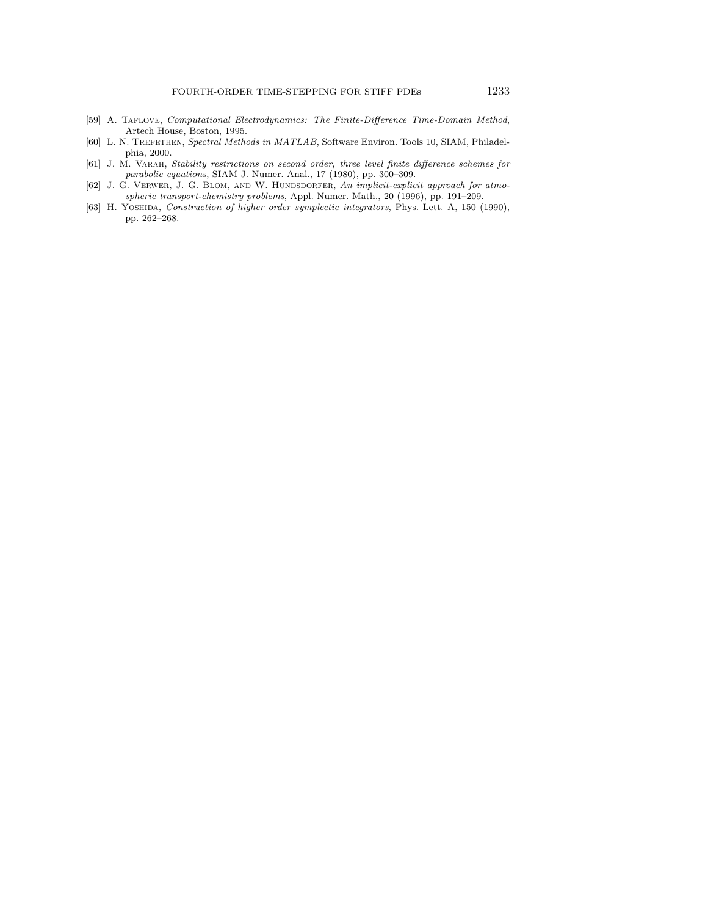[59] A. Taflove, *Computational Electrodynamics: The Finite-Difference Time-Domain Method*, Artech House, Boston, 1995.

[60] L. N. Trefethen, *Spectral Methods in MATLAB*, Software Environ. Tools 10, SIAM, Philadelphia, 2000.

[61] J. M. Varah, *Stability restrictions on second order, three level finite difference schemes for parabolic equations*, SIAM J. Numer. Anal., 17 (1980), pp. 300–309.

[62] J. G. Verwer, J. G. Blom, and W. Hundsdorfer, *An implicit-explicit approach for atmospheric transport-chemistry problems*, Appl. Numer. Math., 20 (1996), pp. 191–209.

[63] H. Yoshida, *Construction of higher order symplectic integrators*, Phys. Lett. A, 150 (1990), pp. 262–268.